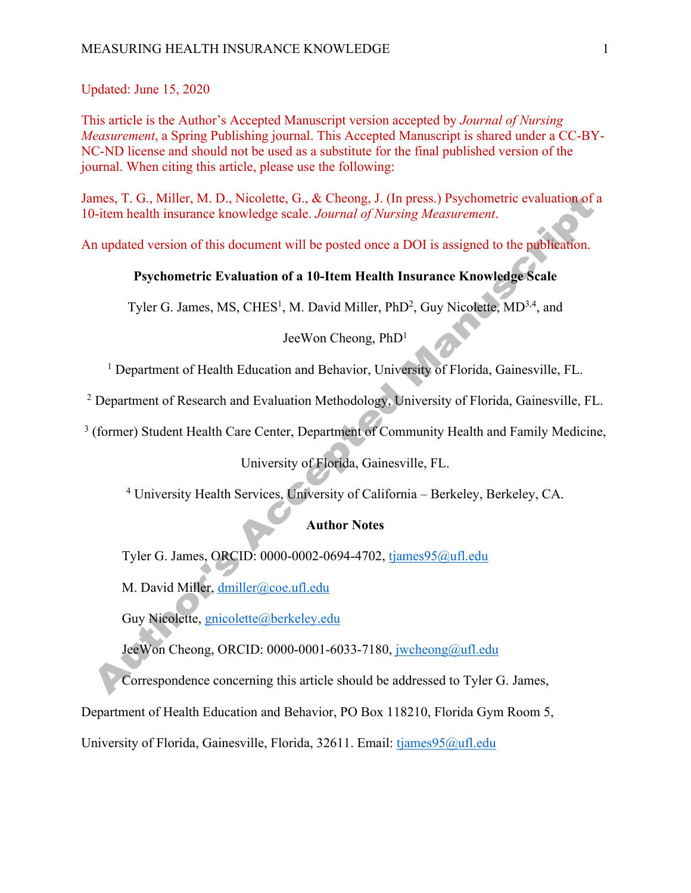Updated: June 15, 2020

This article is the Author's Accepted Manuscript version accepted by *Journal of Nursing Measurement*, a Spring Publishing journal. This Accepted Manuscript is shared under a CC-BY-NC-ND license and should not be used as a substitute for the final published version of the journal. When citing this article, please use the following:

James, T. G., Miller, M. D., Nicolette, G., & Cheong, J. (In press.) Psychometric evaluation of a 10-item health insurance knowledge scale. *Journal of Nursing Measurement*.

An updated version of this document will be posted once a DOI is assigned to the publication.

# Psychometric Evaluation of a 10-Item Health Insurance Knowledge Scale

Tyler G. James, MS, CHES[1], M. David Miller, PhD[2], Guy Nicolette, MD[3,4], and JeeWon Cheong, PhD[1]

[1] Department of Health Education and Behavior, University of Florida, Gainesville, FL.

[2] Department of Research and Evaluation Methodology, University of Florida, Gainesville, FL.

[3] (former) Student Health Care Center, Department of Community Health and Family Medicine, University of Florida, Gainesville, FL.

[4] University Health Services, University of California – Berkeley, Berkeley, CA.

**Author Notes**

Tyler G. James, ORCID: 0000-0002-0694-4702, tjames95@ufl.edu

M. David Miller, dmiller@coe.ufl.edu

Guy Nicolette, gnicolette@berkeley.edu

JeeWon Cheong, ORCID: 0000-0001-6033-7180, jwcheong@ufl.edu

Correspondence concerning this article should be addressed to Tyler G. James, Department of Health Education and Behavior, PO Box 118210, Florida Gym Room 5, University of Florida, Gainesville, Florida, 32611. Email: tjames95@ufl.edu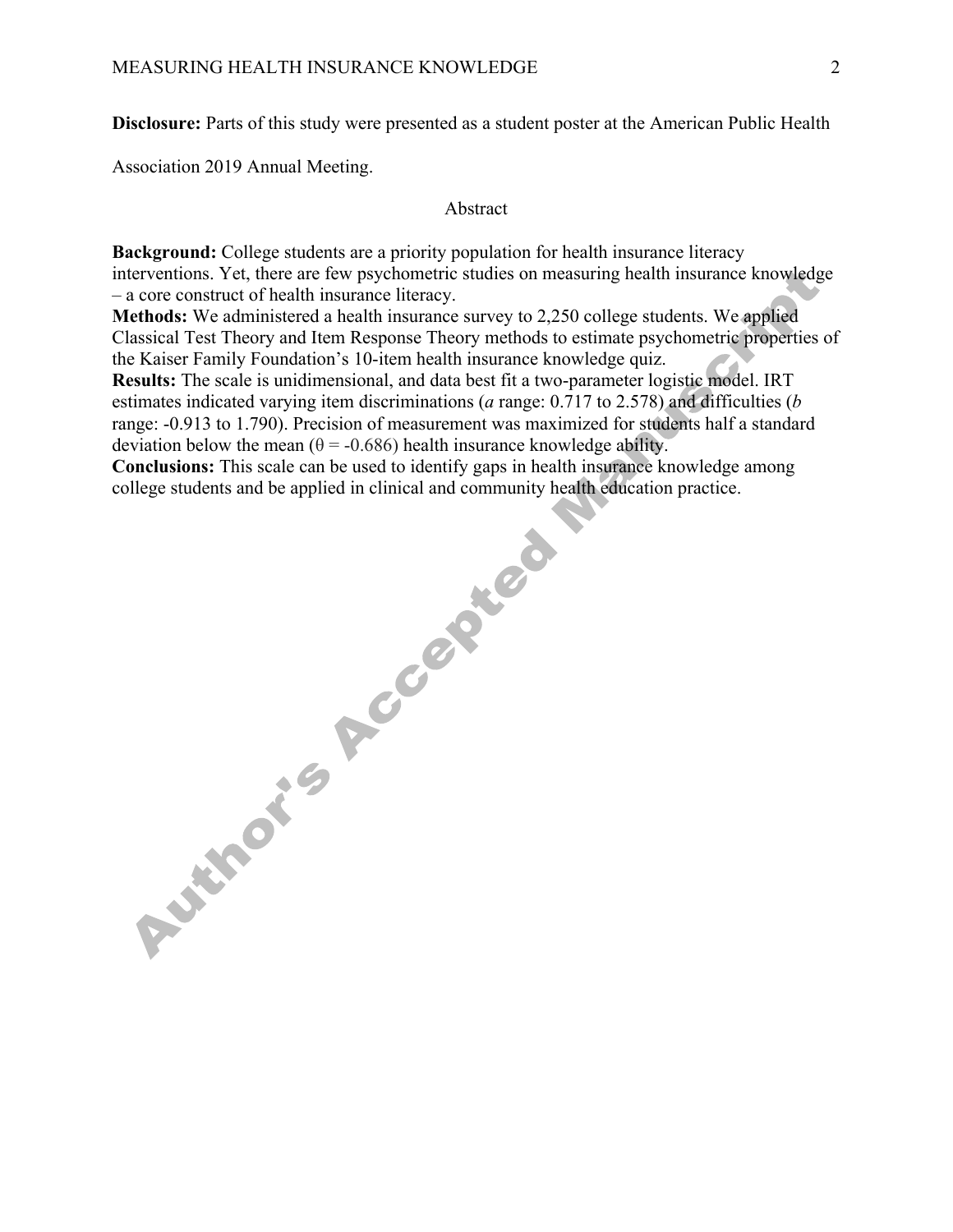**Disclosure:** Parts of this study were presented as a student poster at the American Public Health Association 2019 Annual Meeting.

## Abstract

**Background:** College students are a priority population for health insurance literacy interventions. Yet, there are few psychometric studies on measuring health insurance knowledge – a core construct of health insurance literacy.

**Methods:** We administered a health insurance survey to 2,250 college students. We applied Classical Test Theory and Item Response Theory methods to estimate psychometric properties of the Kaiser Family Foundation's 10-item health insurance knowledge quiz.

**Results:** The scale is unidimensional, and data best fit a two-parameter logistic model. IRT estimates indicated varying item discriminations ($a$ range: 0.717 to 2.578) and difficulties ($b$ range: -0.913 to 1.790). Precision of measurement was maximized for students half a standard deviation below the mean ($\theta = -0.686$) health insurance knowledge ability.

**Conclusions:** This scale can be used to identify gaps in health insurance knowledge among college students and be applied in clinical and community health education practice.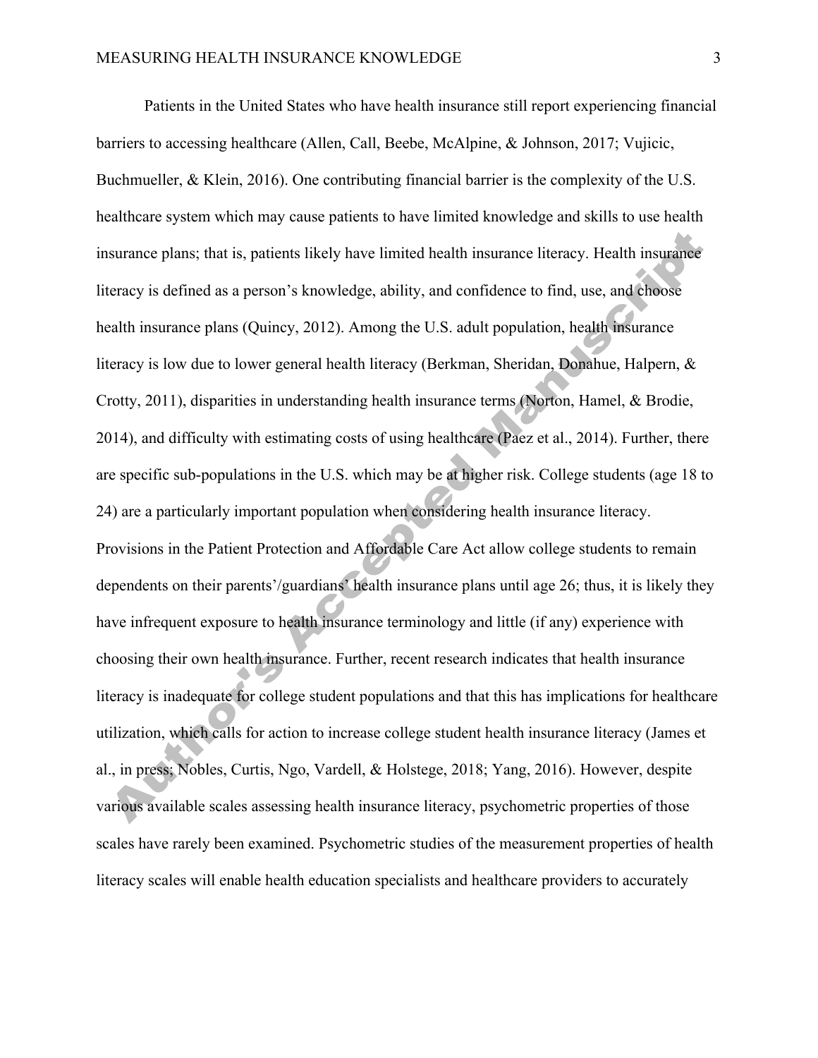Patients in the United States who have health insurance still report experiencing financial barriers to accessing healthcare (Allen, Call, Beebe, McAlpine, & Johnson, 2017; Vujicic, Buchmueller, & Klein, 2016). One contributing financial barrier is the complexity of the U.S. healthcare system which may cause patients to have limited knowledge and skills to use health insurance plans; that is, patients likely have limited health insurance literacy. Health insurance literacy is defined as a person's knowledge, ability, and confidence to find, use, and choose health insurance plans (Quincy, 2012). Among the U.S. adult population, health insurance literacy is low due to lower general health literacy (Berkman, Sheridan, Donahue, Halpern, & Crotty, 2011), disparities in understanding health insurance terms (Norton, Hamel, & Brodie, 2014), and difficulty with estimating costs of using healthcare (Paez et al., 2014). Further, there are specific sub-populations in the U.S. which may be at higher risk. College students (age 18 to 24) are a particularly important population when considering health insurance literacy. Provisions in the Patient Protection and Affordable Care Act allow college students to remain dependents on their parents'/guardians' health insurance plans until age 26; thus, it is likely they have infrequent exposure to health insurance terminology and little (if any) experience with choosing their own health insurance. Further, recent research indicates that health insurance literacy is inadequate for college student populations and that this has implications for healthcare utilization, which calls for action to increase college student health insurance literacy (James et al., in press; Nobles, Curtis, Ngo, Vardell, & Holstege, 2018; Yang, 2016). However, despite various available scales assessing health insurance literacy, psychometric properties of those scales have rarely been examined. Psychometric studies of the measurement properties of health literacy scales will enable health education specialists and healthcare providers to accurately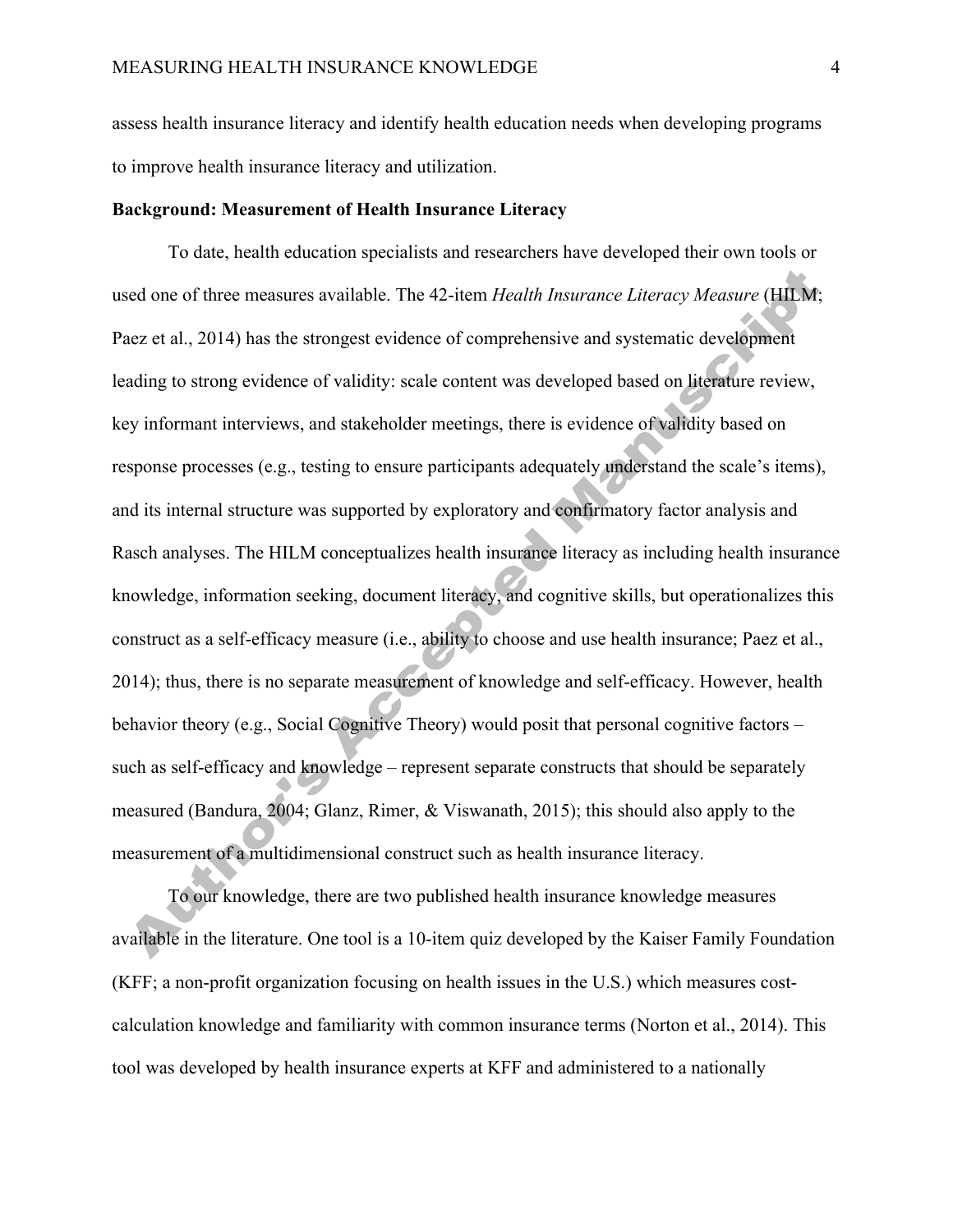assess health insurance literacy and identify health education needs when developing programs to improve health insurance literacy and utilization.

**Background: Measurement of Health Insurance Literacy**

To date, health education specialists and researchers have developed their own tools or used one of three measures available. The 42-item *Health Insurance Literacy Measure* (HILM; Paez et al., 2014) has the strongest evidence of comprehensive and systematic development leading to strong evidence of validity: scale content was developed based on literature review, key informant interviews, and stakeholder meetings, there is evidence of validity based on response processes (e.g., testing to ensure participants adequately understand the scale's items), and its internal structure was supported by exploratory and confirmatory factor analysis and Rasch analyses. The HILM conceptualizes health insurance literacy as including health insurance knowledge, information seeking, document literacy, and cognitive skills, but operationalizes this construct as a self-efficacy measure (i.e., ability to choose and use health insurance; Paez et al., 2014); thus, there is no separate measurement of knowledge and self-efficacy. However, health behavior theory (e.g., Social Cognitive Theory) would posit that personal cognitive factors – such as self-efficacy and knowledge – represent separate constructs that should be separately measured (Bandura, 2004; Glanz, Rimer, & Viswanath, 2015); this should also apply to the measurement of a multidimensional construct such as health insurance literacy.

To our knowledge, there are two published health insurance knowledge measures available in the literature. One tool is a 10-item quiz developed by the Kaiser Family Foundation (KFF; a non-profit organization focusing on health issues in the U.S.) which measures cost-calculation knowledge and familiarity with common insurance terms (Norton et al., 2014). This tool was developed by health insurance experts at KFF and administered to a nationally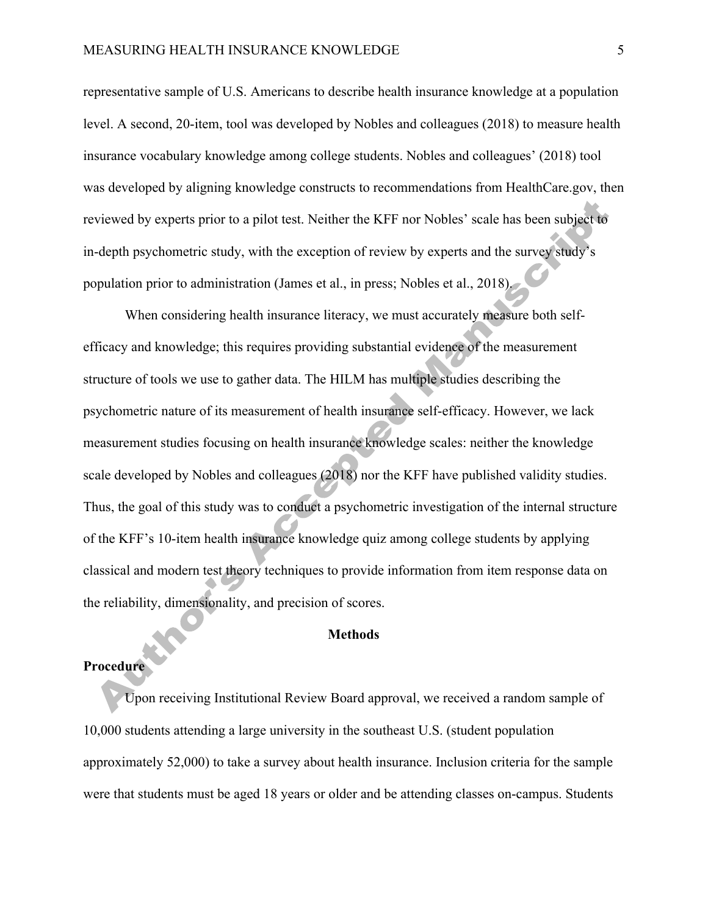representative sample of U.S. Americans to describe health insurance knowledge at a population level. A second, 20-item, tool was developed by Nobles and colleagues (2018) to measure health insurance vocabulary knowledge among college students. Nobles and colleagues' (2018) tool was developed by aligning knowledge constructs to recommendations from HealthCare.gov, then reviewed by experts prior to a pilot test. Neither the KFF nor Nobles' scale has been subject to in-depth psychometric study, with the exception of review by experts and the survey study's population prior to administration (James et al., in press; Nobles et al., 2018).

When considering health insurance literacy, we must accurately measure both self-efficacy and knowledge; this requires providing substantial evidence of the measurement structure of tools we use to gather data. The HILM has multiple studies describing the psychometric nature of its measurement of health insurance self-efficacy. However, we lack measurement studies focusing on health insurance knowledge scales: neither the knowledge scale developed by Nobles and colleagues (2018) nor the KFF have published validity studies. Thus, the goal of this study was to conduct a psychometric investigation of the internal structure of the KFF's 10-item health insurance knowledge quiz among college students by applying classical and modern test theory techniques to provide information from item response data on the reliability, dimensionality, and precision of scores.

## Methods

### Procedure

Upon receiving Institutional Review Board approval, we received a random sample of 10,000 students attending a large university in the southeast U.S. (student population approximately 52,000) to take a survey about health insurance. Inclusion criteria for the sample were that students must be aged 18 years or older and be attending classes on-campus. Students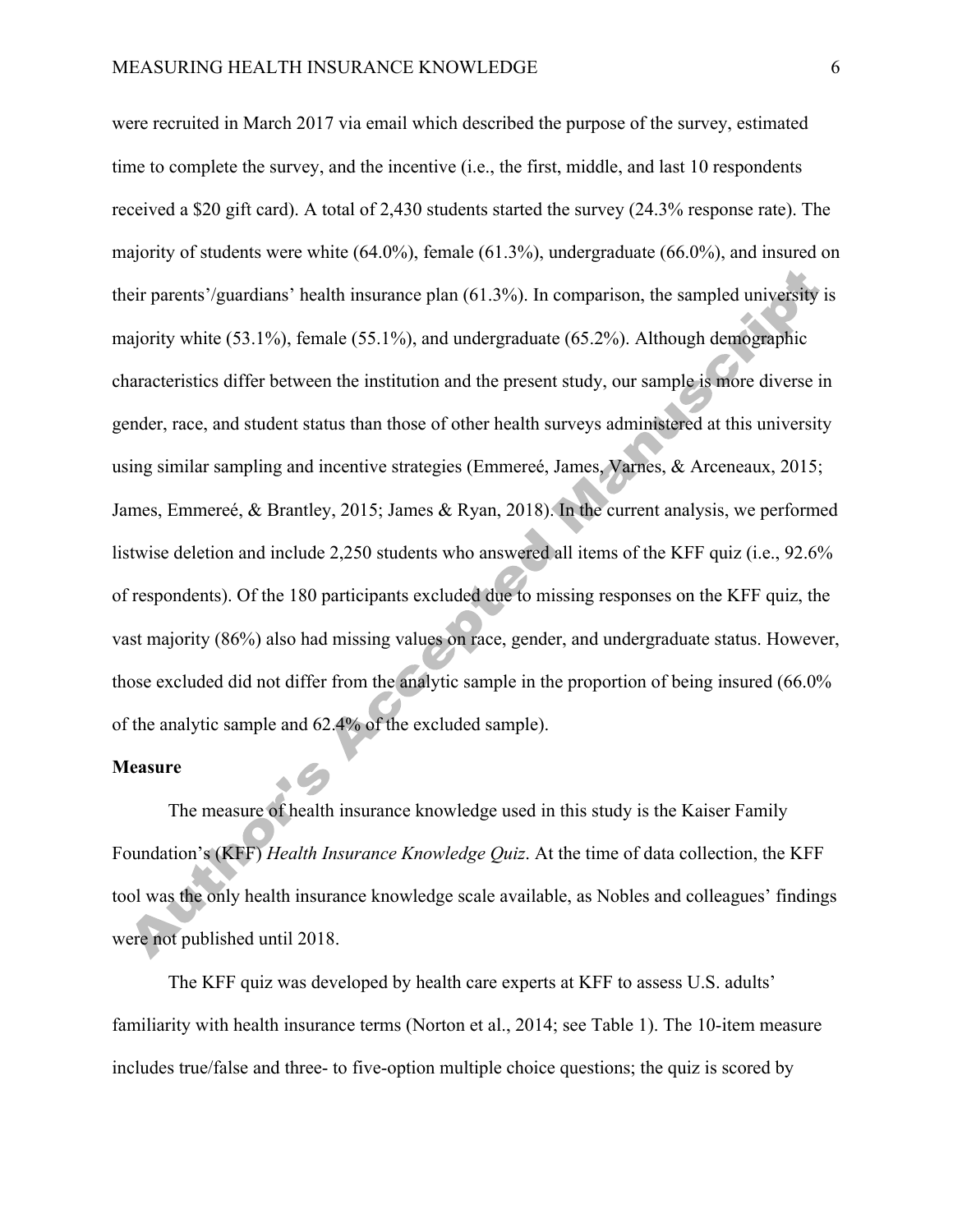were recruited in March 2017 via email which described the purpose of the survey, estimated time to complete the survey, and the incentive (i.e., the first, middle, and last 10 respondents received a $20 gift card). A total of 2,430 students started the survey (24.3% response rate). The majority of students were white (64.0%), female (61.3%), undergraduate (66.0%), and insured on their parents'/guardians' health insurance plan (61.3%). In comparison, the sampled university is majority white (53.1%), female (55.1%), and undergraduate (65.2%). Although demographic characteristics differ between the institution and the present study, our sample is more diverse in gender, race, and student status than those of other health surveys administered at this university using similar sampling and incentive strategies (Emmereé, James, Varnes, & Arceneaux, 2015; James, Emmereé, & Brantley, 2015; James & Ryan, 2018). In the current analysis, we performed listwise deletion and include 2,250 students who answered all items of the KFF quiz (i.e., 92.6% of respondents). Of the 180 participants excluded due to missing responses on the KFF quiz, the vast majority (86%) also had missing values on race, gender, and undergraduate status. However, those excluded did not differ from the analytic sample in the proportion of being insured (66.0% of the analytic sample and 62.4% of the excluded sample).

**Measure**

The measure of health insurance knowledge used in this study is the Kaiser Family Foundation's (KFF) *Health Insurance Knowledge Quiz*. At the time of data collection, the KFF tool was the only health insurance knowledge scale available, as Nobles and colleagues' findings were not published until 2018.

The KFF quiz was developed by health care experts at KFF to assess U.S. adults' familiarity with health insurance terms (Norton et al., 2014; see Table 1). The 10-item measure includes true/false and three- to five-option multiple choice questions; the quiz is scored by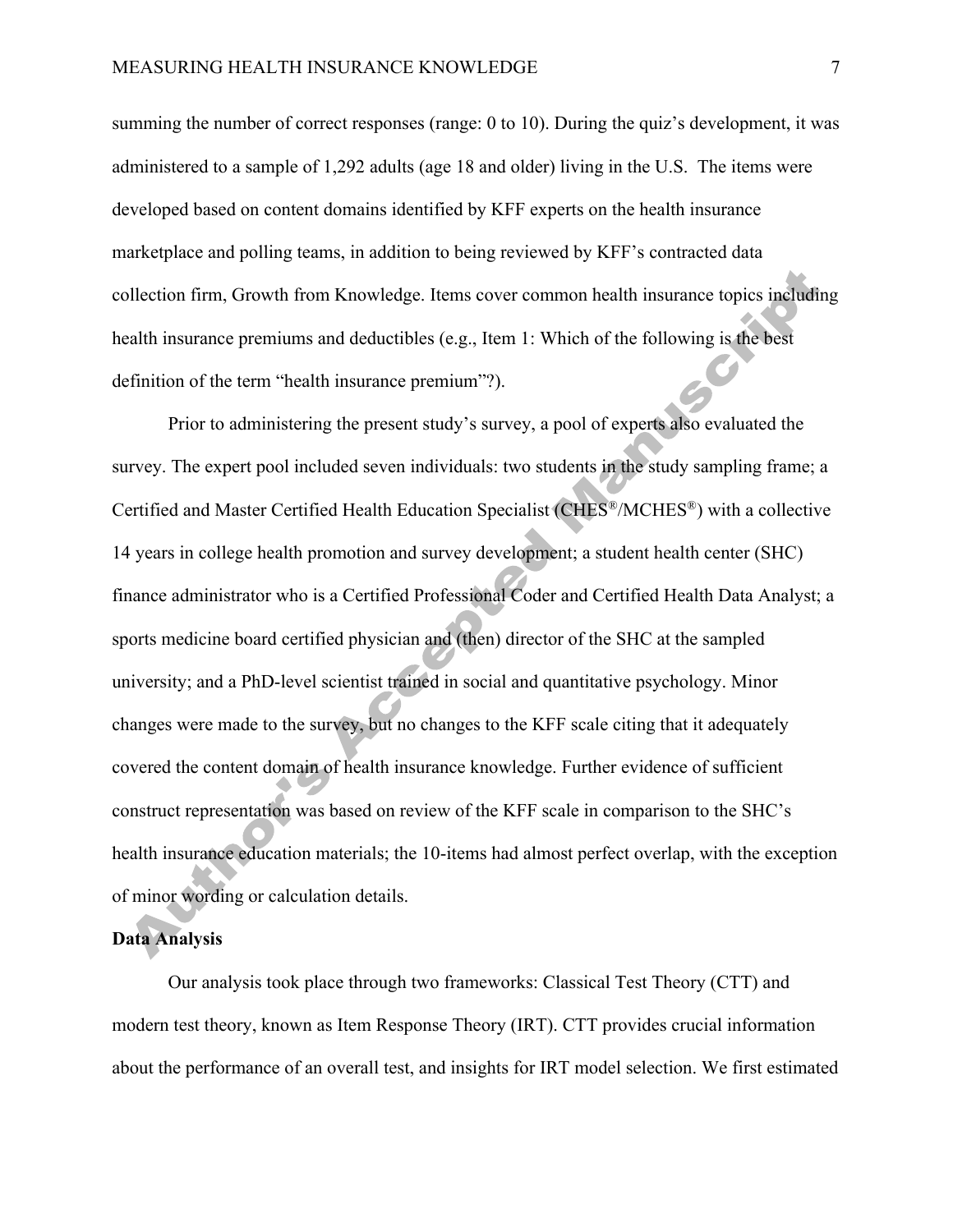summing the number of correct responses (range: 0 to 10). During the quiz's development, it was administered to a sample of 1,292 adults (age 18 and older) living in the U.S. The items were developed based on content domains identified by KFF experts on the health insurance marketplace and polling teams, in addition to being reviewed by KFF's contracted data collection firm, Growth from Knowledge. Items cover common health insurance topics including health insurance premiums and deductibles (e.g., Item 1: Which of the following is the best definition of the term "health insurance premium"?).

Prior to administering the present study's survey, a pool of experts also evaluated the survey. The expert pool included seven individuals: two students in the study sampling frame; a Certified and Master Certified Health Education Specialist (CHES®/MCHES®) with a collective 14 years in college health promotion and survey development; a student health center (SHC) finance administrator who is a Certified Professional Coder and Certified Health Data Analyst; a sports medicine board certified physician and (then) director of the SHC at the sampled university; and a PhD-level scientist trained in social and quantitative psychology. Minor changes were made to the survey, but no changes to the KFF scale citing that it adequately covered the content domain of health insurance knowledge. Further evidence of sufficient construct representation was based on review of the KFF scale in comparison to the SHC's health insurance education materials; the 10-items had almost perfect overlap, with the exception of minor wording or calculation details.

## Data Analysis

Our analysis took place through two frameworks: Classical Test Theory (CTT) and modern test theory, known as Item Response Theory (IRT). CTT provides crucial information about the performance of an overall test, and insights for IRT model selection. We first estimated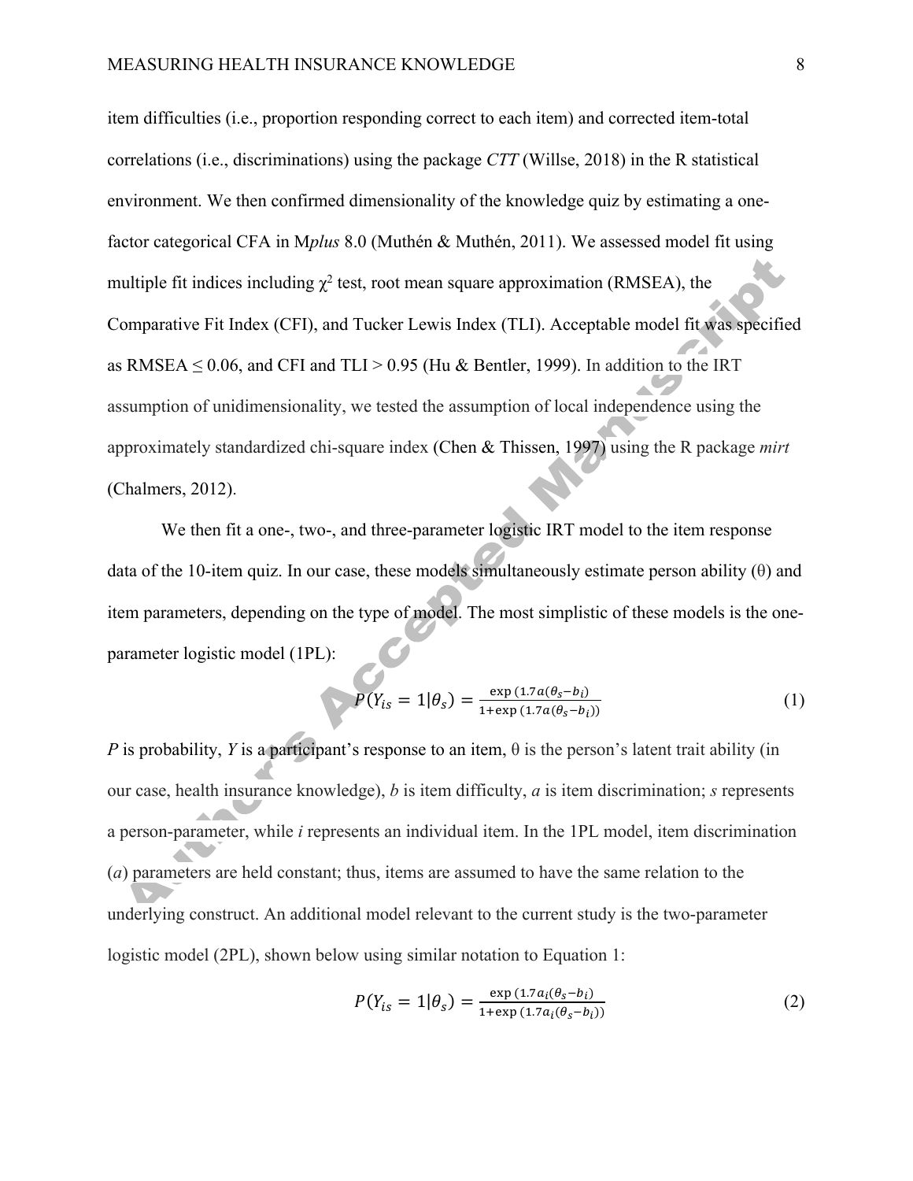item difficulties (i.e., proportion responding correct to each item) and corrected item-total correlations (i.e., discriminations) using the package *CTT* (Willse, 2018) in the R statistical environment. We then confirmed dimensionality of the knowledge quiz by estimating a one-factor categorical CFA in M*plus* 8.0 (Muthén & Muthén, 2011). We assessed model fit using multiple fit indices including $\chi^2$ test, root mean square approximation (RMSEA), the Comparative Fit Index (CFI), and Tucker Lewis Index (TLI). Acceptable model fit was specified as RMSEA ≤ 0.06, and CFI and TLI > 0.95 (Hu & Bentler, 1999). In addition to the IRT assumption of unidimensionality, we tested the assumption of local independence using the approximately standardized chi-square index (Chen & Thissen, 1997) using the R package *mirt* (Chalmers, 2012).

We then fit a one-, two-, and three-parameter logistic IRT model to the item response data of the 10-item quiz. In our case, these models simultaneously estimate person ability (θ) and item parameters, depending on the type of model. The most simplistic of these models is the one-parameter logistic model (1PL):

$$P(Y_{is} = 1|\theta_s) = \frac{\exp(1.7a(\theta_s - b_i))}{1 + \exp(1.7a(\theta_s - b_i))} \quad (1)$$

*P* is probability, *Y* is a participant's response to an item, θ is the person's latent trait ability (in our case, health insurance knowledge), *b* is item difficulty, *a* is item discrimination; *s* represents a person-parameter, while *i* represents an individual item. In the 1PL model, item discrimination (*a*) parameters are held constant; thus, items are assumed to have the same relation to the underlying construct. An additional model relevant to the current study is the two-parameter logistic model (2PL), shown below using similar notation to Equation 1:

$$P(Y_{is} = 1|\theta_s) = \frac{\exp(1.7a_i(\theta_s - b_i))}{1 + \exp(1.7a_i(\theta_s - b_i))} \quad (2)$$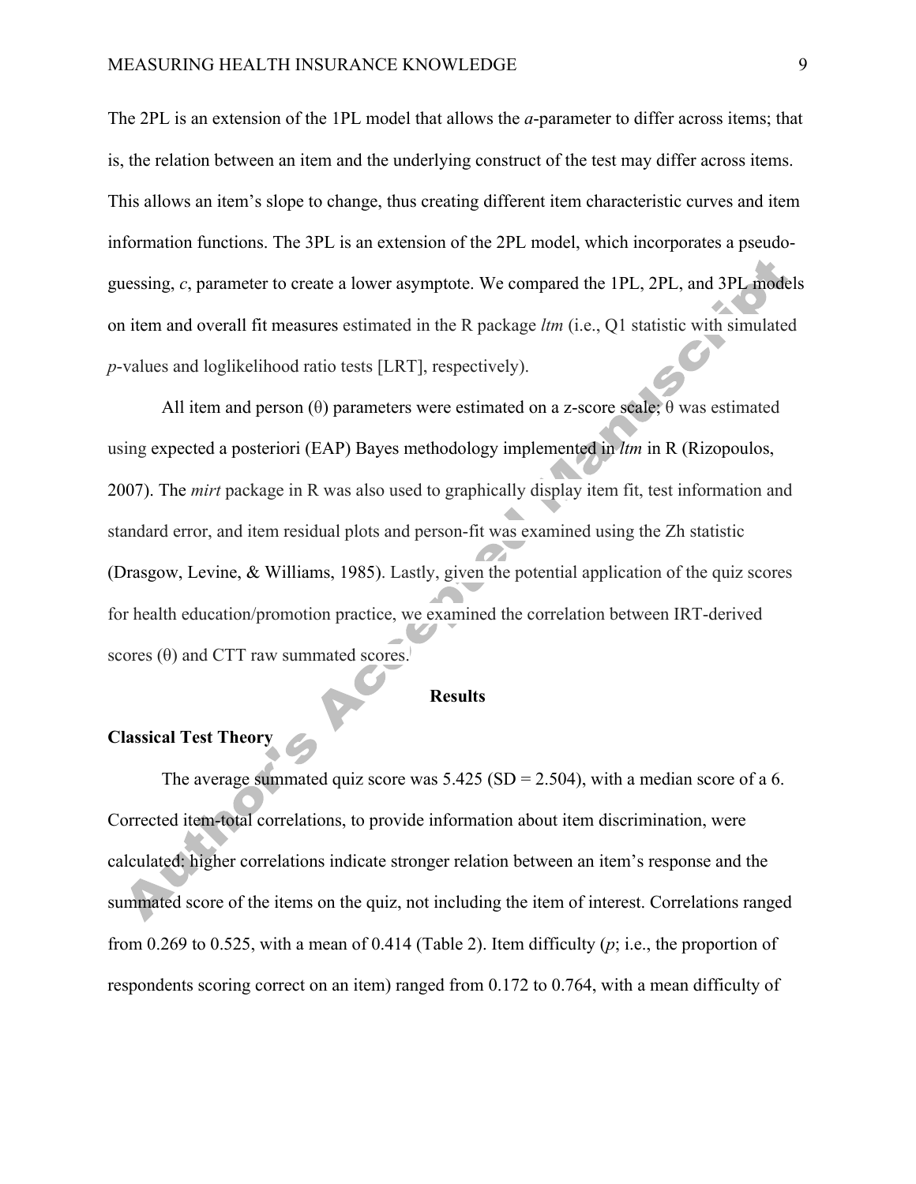The 2PL is an extension of the 1PL model that allows the *a*-parameter to differ across items; that is, the relation between an item and the underlying construct of the test may differ across items. This allows an item's slope to change, thus creating different item characteristic curves and item information functions. The 3PL is an extension of the 2PL model, which incorporates a pseudo-guessing, *c*, parameter to create a lower asymptote. We compared the 1PL, 2PL, and 3PL models on item and overall fit measures estimated in the R package *ltm* (i.e., Q1 statistic with simulated *p*-values and loglikelihood ratio tests [LRT], respectively).

All item and person ($\theta$) parameters were estimated on a z-score scale; $\theta$ was estimated using expected a posteriori (EAP) Bayes methodology implemented in *ltm* in R (Rizopoulos, 2007). The *mirt* package in R was also used to graphically display item fit, test information and standard error, and item residual plots and person-fit was examined using the Zh statistic (Drasgow, Levine, & Williams, 1985). Lastly, given the potential application of the quiz scores for health education/promotion practice, we examined the correlation between IRT-derived scores ($\theta$) and CTT raw summated scores.

## Results

### Classical Test Theory

The average summated quiz score was 5.425 (SD = 2.504), with a median score of a 6. Corrected item-total correlations, to provide information about item discrimination, were calculated; higher correlations indicate stronger relation between an item's response and the summated score of the items on the quiz, not including the item of interest. Correlations ranged from 0.269 to 0.525, with a mean of 0.414 (Table 2). Item difficulty (*p*; i.e., the proportion of respondents scoring correct on an item) ranged from 0.172 to 0.764, with a mean difficulty of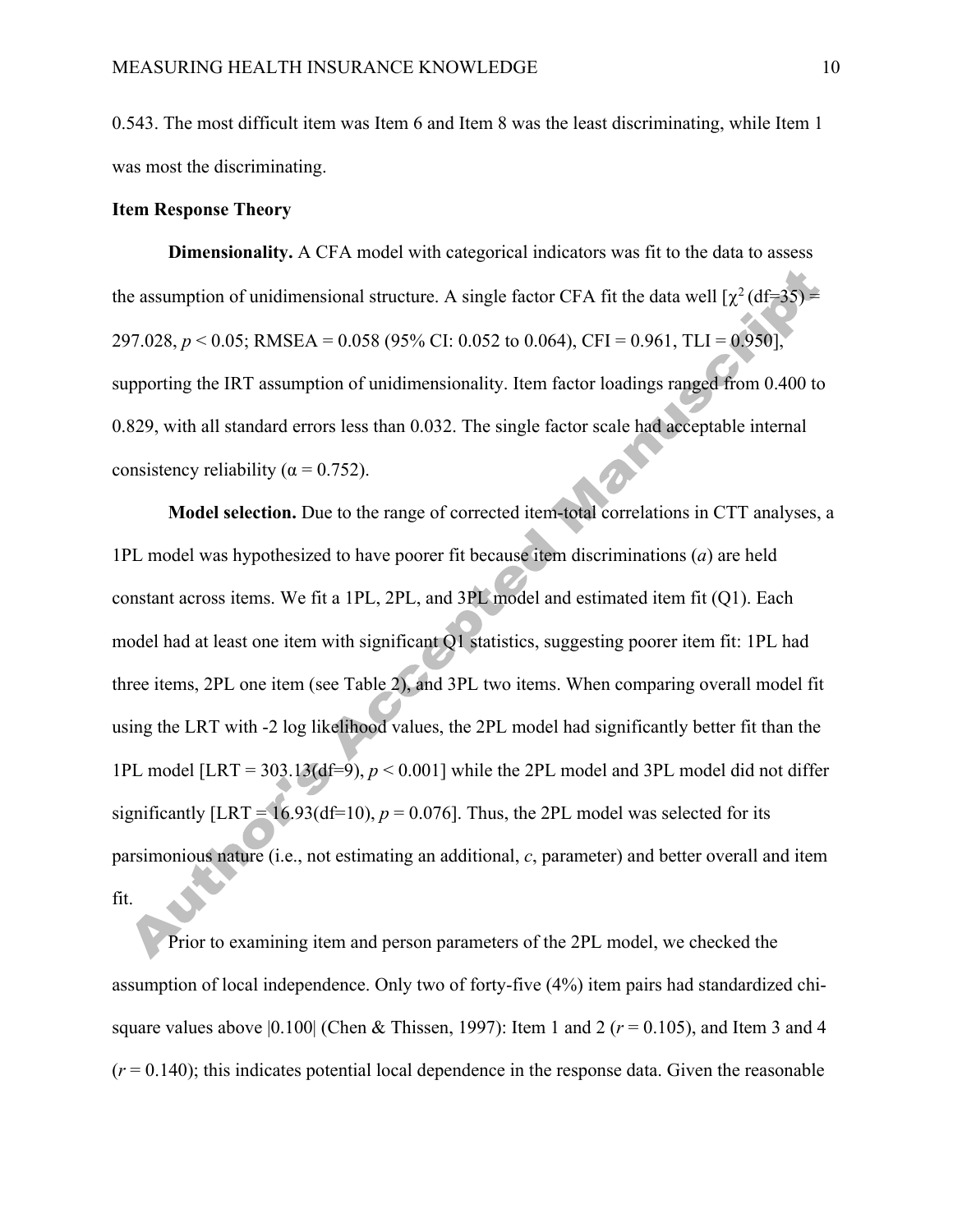0.543. The most difficult item was Item 6 and Item 8 was the least discriminating, while Item 1 was most the discriminating.

**Item Response Theory**

**Dimensionality.** A CFA model with categorical indicators was fit to the data to assess the assumption of unidimensional structure. A single factor CFA fit the data well [$\chi^2$ (df=35) = 297.028, $p < 0.05$; RMSEA = 0.058 (95% CI: 0.052 to 0.064), CFI = 0.961, TLI = 0.950], supporting the IRT assumption of unidimensionality. Item factor loadings ranged from 0.400 to 0.829, with all standard errors less than 0.032. The single factor scale had acceptable internal consistency reliability ($\alpha = 0.752$).

**Model selection.** Due to the range of corrected item-total correlations in CTT analyses, a 1PL model was hypothesized to have poorer fit because item discriminations (*a*) are held constant across items. We fit a 1PL, 2PL, and 3PL model and estimated item fit (Q1). Each model had at least one item with significant Q1 statistics, suggesting poorer item fit: 1PL had three items, 2PL one item (see Table 2), and 3PL two items. When comparing overall model fit using the LRT with -2 log likelihood values, the 2PL model had significantly better fit than the 1PL model [LRT = 303.13(df=9), $p < 0.001$] while the 2PL model and 3PL model did not differ significantly [LRT = 16.93(df=10), $p = 0.076$]. Thus, the 2PL model was selected for its parsimonious nature (i.e., not estimating an additional, *c*, parameter) and better overall and item fit.

Prior to examining item and person parameters of the 2PL model, we checked the assumption of local independence. Only two of forty-five (4%) item pairs had standardized chi-square values above |0.100| (Chen & Thissen, 1997): Item 1 and 2 ($r = 0.105$), and Item 3 and 4 ($r = 0.140$); this indicates potential local dependence in the response data. Given the reasonable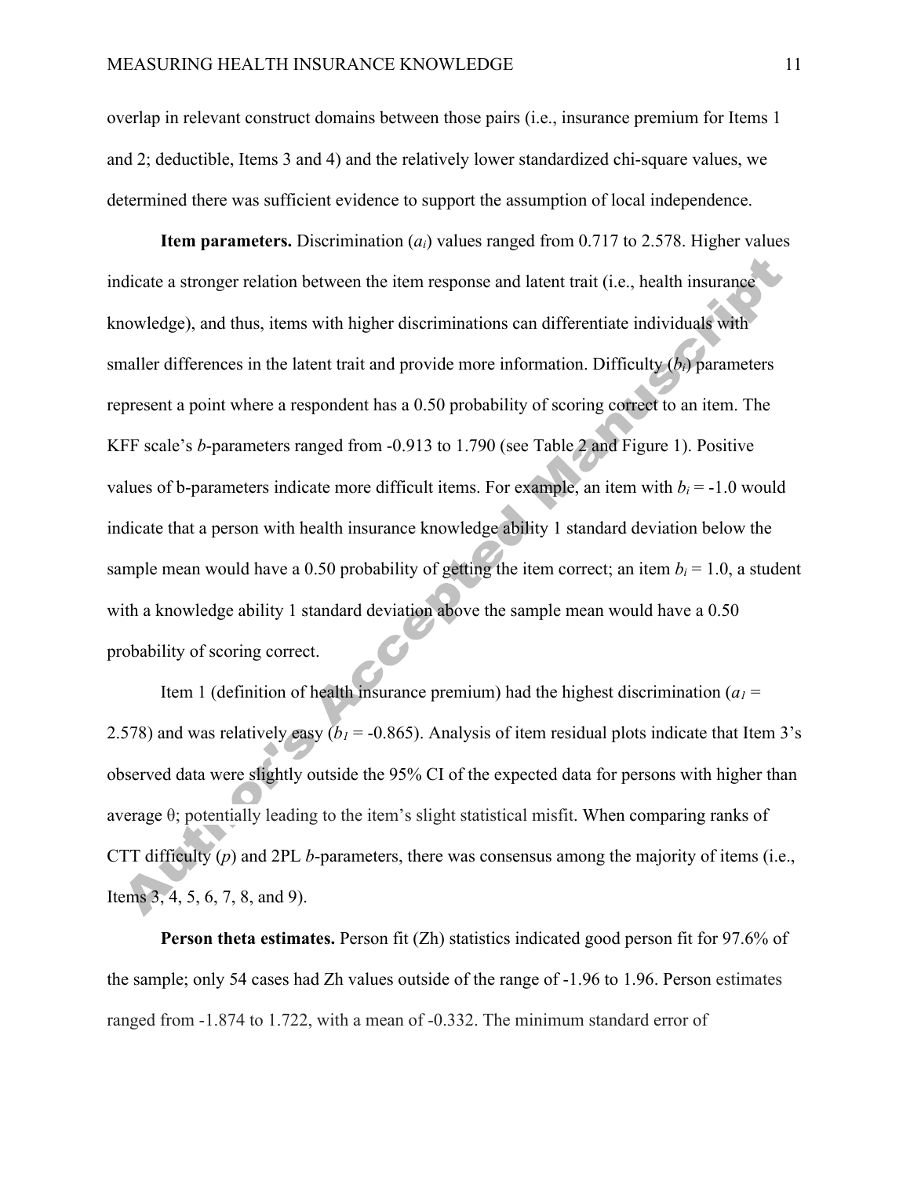overlap in relevant construct domains between those pairs (i.e., insurance premium for Items 1 and 2; deductible, Items 3 and 4) and the relatively lower standardized chi-square values, we determined there was sufficient evidence to support the assumption of local independence.

**Item parameters.** Discrimination ($a_i$) values ranged from 0.717 to 2.578. Higher values indicate a stronger relation between the item response and latent trait (i.e., health insurance knowledge), and thus, items with higher discriminations can differentiate individuals with smaller differences in the latent trait and provide more information. Difficulty ($b_i$) parameters represent a point where a respondent has a 0.50 probability of scoring correct to an item. The KFF scale's *b*-parameters ranged from -0.913 to 1.790 (see Table 2 and Figure 1). Positive values of b-parameters indicate more difficult items. For example, an item with $b_i$ = -1.0 would indicate that a person with health insurance knowledge ability 1 standard deviation below the sample mean would have a 0.50 probability of getting the item correct; an item $b_i$ = 1.0, a student with a knowledge ability 1 standard deviation above the sample mean would have a 0.50 probability of scoring correct.

Item 1 (definition of health insurance premium) had the highest discrimination ($a_1$ = 2.578) and was relatively easy ($b_1$ = -0.865). Analysis of item residual plots indicate that Item 3's observed data were slightly outside the 95% CI of the expected data for persons with higher than average θ; potentially leading to the item's slight statistical misfit. When comparing ranks of CTT difficulty (*p*) and 2PL *b*-parameters, there was consensus among the majority of items (i.e., Items 3, 4, 5, 6, 7, 8, and 9).

**Person theta estimates.** Person fit (Zh) statistics indicated good person fit for 97.6% of the sample; only 54 cases had Zh values outside of the range of -1.96 to 1.96. Person estimates ranged from -1.874 to 1.722, with a mean of -0.332. The minimum standard error of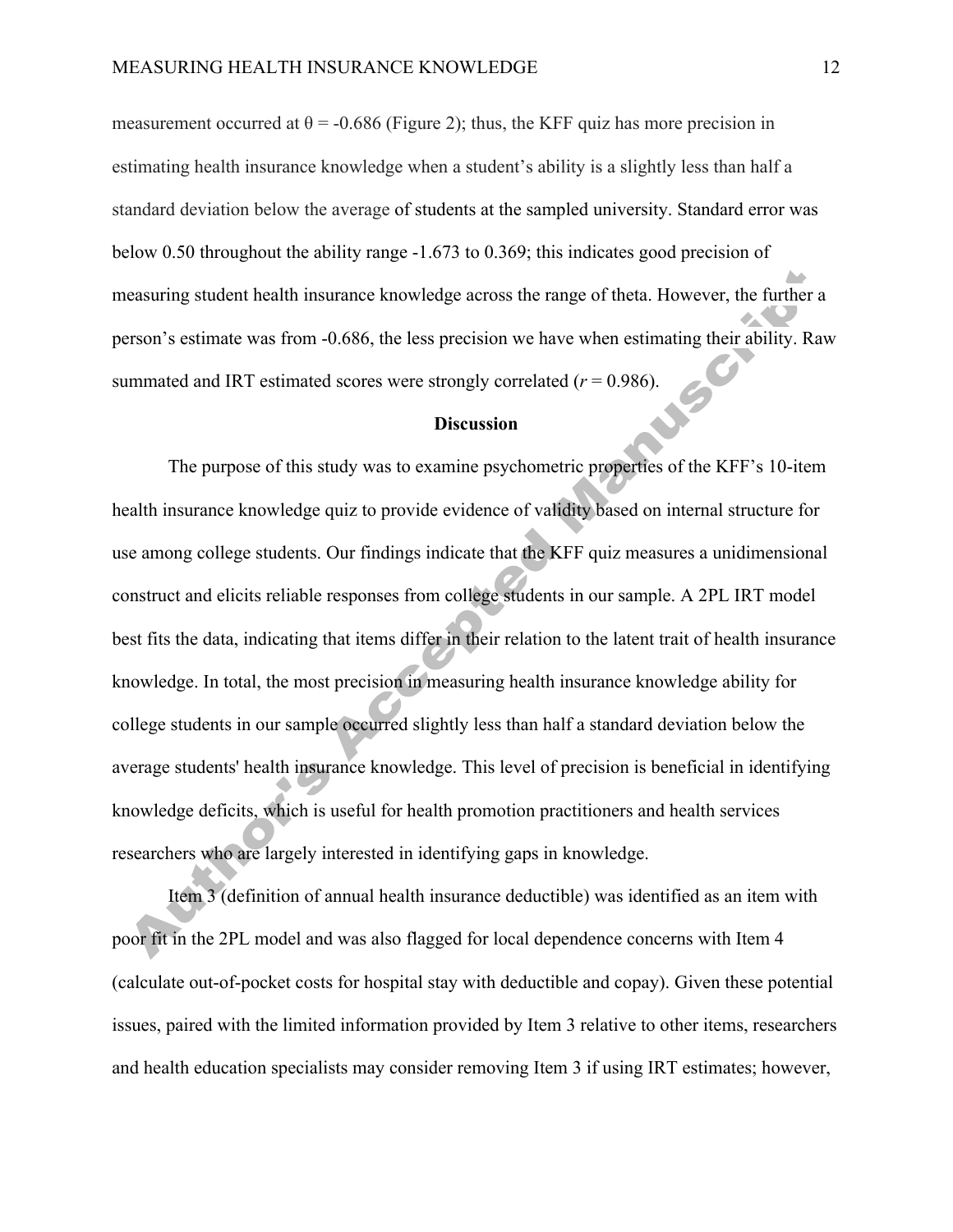measurement occurred at $\theta = -0.686$ (Figure 2); thus, the KFF quiz has more precision in estimating health insurance knowledge when a student's ability is a slightly less than half a standard deviation below the average of students at the sampled university. Standard error was below 0.50 throughout the ability range -1.673 to 0.369; this indicates good precision of measuring student health insurance knowledge across the range of theta. However, the further a person's estimate was from -0.686, the less precision we have when estimating their ability. Raw summated and IRT estimated scores were strongly correlated ($r = 0.986$).

## Discussion

The purpose of this study was to examine psychometric properties of the KFF's 10-item health insurance knowledge quiz to provide evidence of validity based on internal structure for use among college students. Our findings indicate that the KFF quiz measures a unidimensional construct and elicits reliable responses from college students in our sample. A 2PL IRT model best fits the data, indicating that items differ in their relation to the latent trait of health insurance knowledge. In total, the most precision in measuring health insurance knowledge ability for college students in our sample occurred slightly less than half a standard deviation below the average students' health insurance knowledge. This level of precision is beneficial in identifying knowledge deficits, which is useful for health promotion practitioners and health services researchers who are largely interested in identifying gaps in knowledge.

Item 3 (definition of annual health insurance deductible) was identified as an item with poor fit in the 2PL model and was also flagged for local dependence concerns with Item 4 (calculate out-of-pocket costs for hospital stay with deductible and copay). Given these potential issues, paired with the limited information provided by Item 3 relative to other items, researchers and health education specialists may consider removing Item 3 if using IRT estimates; however,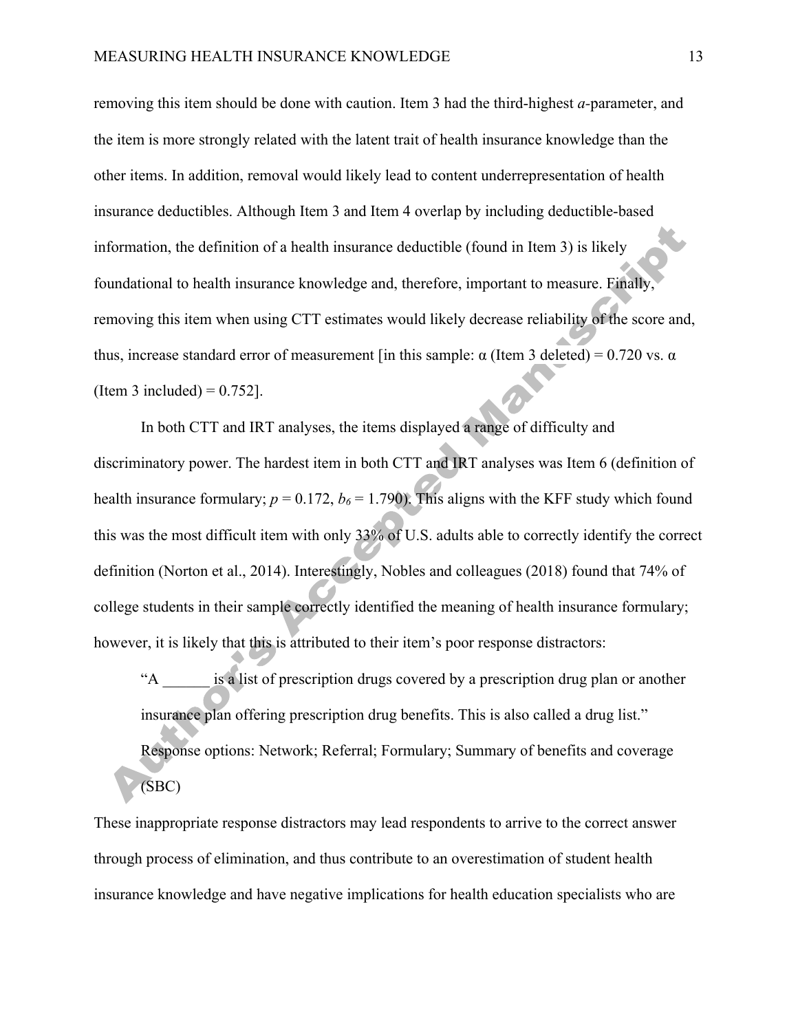removing this item should be done with caution. Item 3 had the third-highest *a*-parameter, and the item is more strongly related with the latent trait of health insurance knowledge than the other items. In addition, removal would likely lead to content underrepresentation of health insurance deductibles. Although Item 3 and Item 4 overlap by including deductible-based information, the definition of a health insurance deductible (found in Item 3) is likely foundational to health insurance knowledge and, therefore, important to measure. Finally, removing this item when using CTT estimates would likely decrease reliability of the score and, thus, increase standard error of measurement [in this sample: $\alpha$ (Item 3 deleted) = 0.720 vs. $\alpha$ (Item 3 included) = 0.752].

In both CTT and IRT analyses, the items displayed a range of difficulty and discriminatory power. The hardest item in both CTT and IRT analyses was Item 6 (definition of health insurance formulary; $p = 0.172$, $b_6 = 1.790$). This aligns with the KFF study which found this was the most difficult item with only 33% of U.S. adults able to correctly identify the correct definition (Norton et al., 2014). Interestingly, Nobles and colleagues (2018) found that 74% of college students in their sample correctly identified the meaning of health insurance formulary; however, it is likely that this is attributed to their item's poor response distractors:

> "A ______ is a list of prescription drugs covered by a prescription drug plan or another insurance plan offering prescription drug benefits. This is also called a drug list."
>
> Response options: Network; Referral; Formulary; Summary of benefits and coverage (SBC)

These inappropriate response distractors may lead respondents to arrive to the correct answer through process of elimination, and thus contribute to an overestimation of student health insurance knowledge and have negative implications for health education specialists who are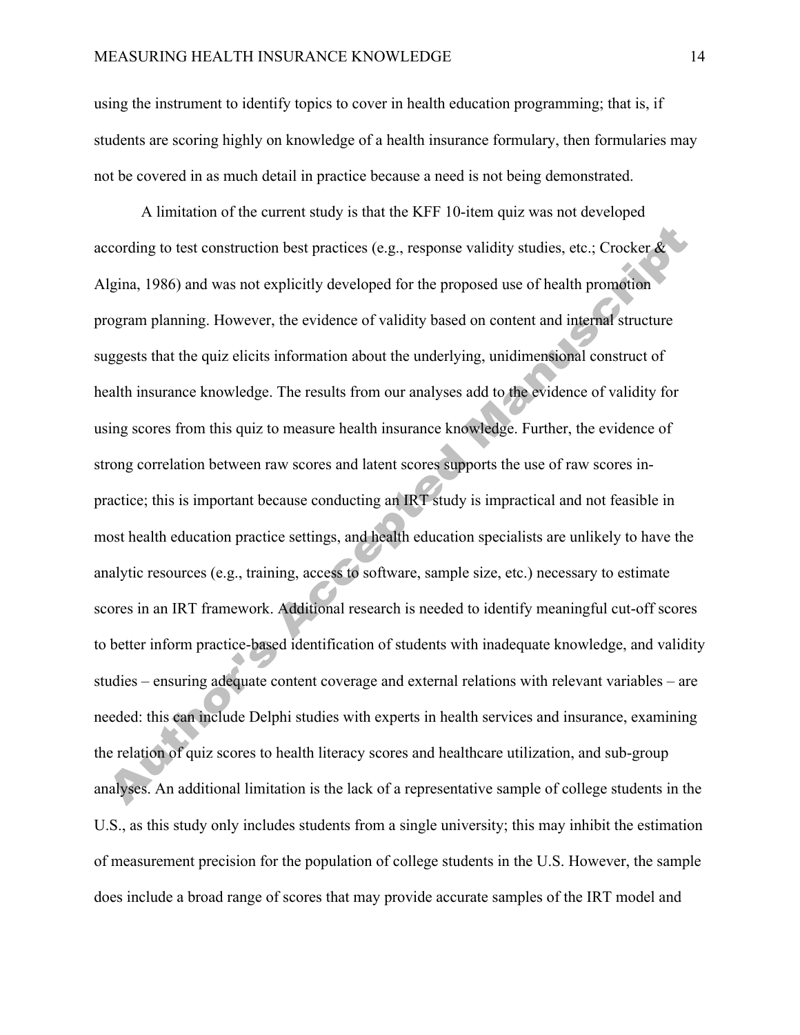using the instrument to identify topics to cover in health education programming; that is, if students are scoring highly on knowledge of a health insurance formulary, then formularies may not be covered in as much detail in practice because a need is not being demonstrated.

A limitation of the current study is that the KFF 10-item quiz was not developed according to test construction best practices (e.g., response validity studies, etc.; Crocker & Algina, 1986) and was not explicitly developed for the proposed use of health promotion program planning. However, the evidence of validity based on content and internal structure suggests that the quiz elicits information about the underlying, unidimensional construct of health insurance knowledge. The results from our analyses add to the evidence of validity for using scores from this quiz to measure health insurance knowledge. Further, the evidence of strong correlation between raw scores and latent scores supports the use of raw scores in-practice; this is important because conducting an IRT study is impractical and not feasible in most health education practice settings, and health education specialists are unlikely to have the analytic resources (e.g., training, access to software, sample size, etc.) necessary to estimate scores in an IRT framework. Additional research is needed to identify meaningful cut-off scores to better inform practice-based identification of students with inadequate knowledge, and validity studies – ensuring adequate content coverage and external relations with relevant variables – are needed: this can include Delphi studies with experts in health services and insurance, examining the relation of quiz scores to health literacy scores and healthcare utilization, and sub-group analyses. An additional limitation is the lack of a representative sample of college students in the U.S., as this study only includes students from a single university; this may inhibit the estimation of measurement precision for the population of college students in the U.S. However, the sample does include a broad range of scores that may provide accurate samples of the IRT model and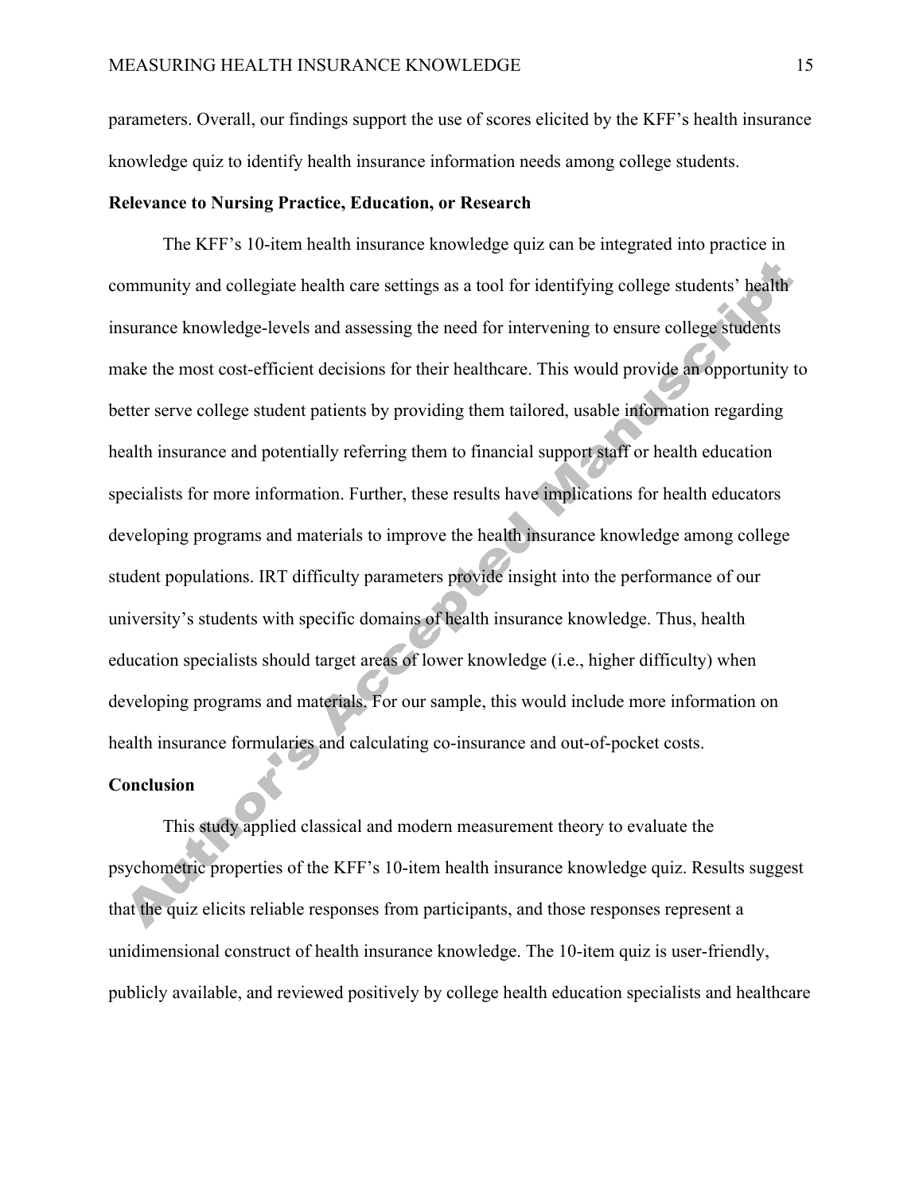parameters. Overall, our findings support the use of scores elicited by the KFF's health insurance knowledge quiz to identify health insurance information needs among college students.

## Relevance to Nursing Practice, Education, or Research

The KFF's 10-item health insurance knowledge quiz can be integrated into practice in community and collegiate health care settings as a tool for identifying college students' health insurance knowledge-levels and assessing the need for intervening to ensure college students make the most cost-efficient decisions for their healthcare. This would provide an opportunity to better serve college student patients by providing them tailored, usable information regarding health insurance and potentially referring them to financial support staff or health education specialists for more information. Further, these results have implications for health educators developing programs and materials to improve the health insurance knowledge among college student populations. IRT difficulty parameters provide insight into the performance of our university's students with specific domains of health insurance knowledge. Thus, health education specialists should target areas of lower knowledge (i.e., higher difficulty) when developing programs and materials. For our sample, this would include more information on health insurance formularies and calculating co-insurance and out-of-pocket costs.

## Conclusion

This study applied classical and modern measurement theory to evaluate the psychometric properties of the KFF's 10-item health insurance knowledge quiz. Results suggest that the quiz elicits reliable responses from participants, and those responses represent a unidimensional construct of health insurance knowledge. The 10-item quiz is user-friendly, publicly available, and reviewed positively by college health education specialists and healthcare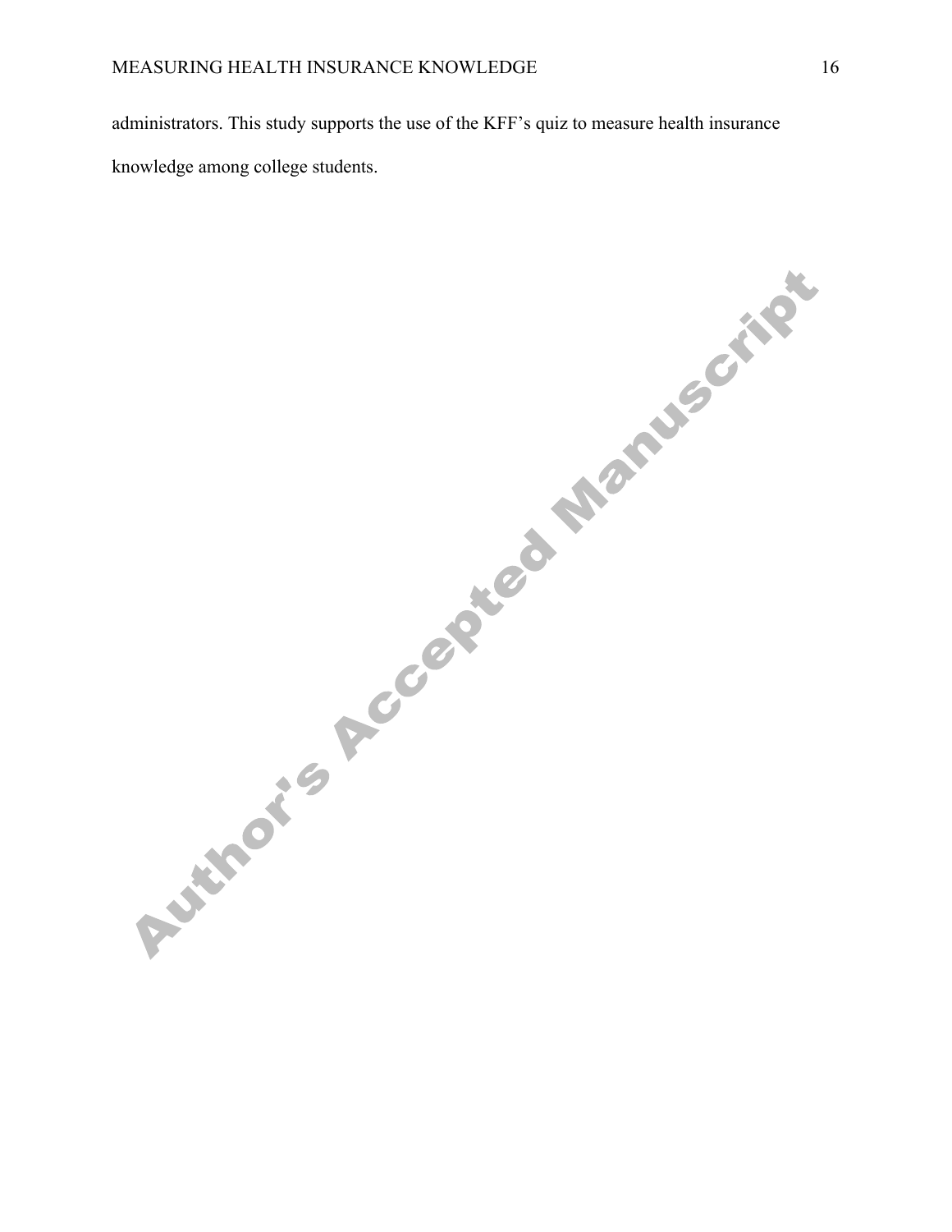administrators. This study supports the use of the KFF's quiz to measure health insurance knowledge among college students.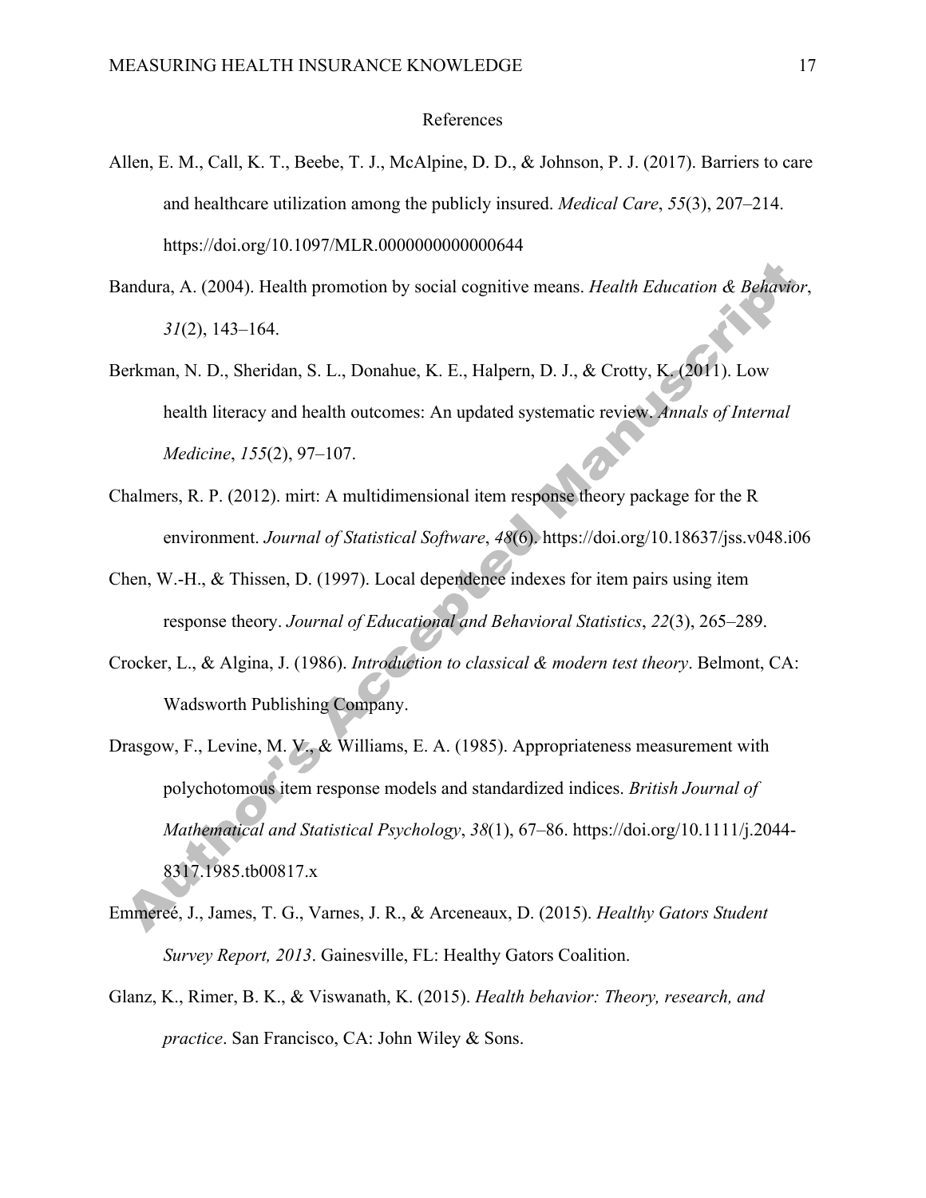# References

Allen, E. M., Call, K. T., Beebe, T. J., McAlpine, D. D., & Johnson, P. J. (2017). Barriers to care and healthcare utilization among the publicly insured. *Medical Care*, *55*(3), 207–214. https://doi.org/10.1097/MLR.0000000000000644

Bandura, A. (2004). Health promotion by social cognitive means. *Health Education & Behavior*, *31*(2), 143–164.

Berkman, N. D., Sheridan, S. L., Donahue, K. E., Halpern, D. J., & Crotty, K. (2011). Low health literacy and health outcomes: An updated systematic review. *Annals of Internal Medicine*, *155*(2), 97–107.

Chalmers, R. P. (2012). mirt: A multidimensional item response theory package for the R environment. *Journal of Statistical Software*, *48*(6). https://doi.org/10.18637/jss.v048.i06

Chen, W.-H., & Thissen, D. (1997). Local dependence indexes for item pairs using item response theory. *Journal of Educational and Behavioral Statistics*, *22*(3), 265–289.

Crocker, L., & Algina, J. (1986). *Introduction to classical & modern test theory*. Belmont, CA: Wadsworth Publishing Company.

Drasgow, F., Levine, M. V., & Williams, E. A. (1985). Appropriateness measurement with polychotomous item response models and standardized indices. *British Journal of Mathematical and Statistical Psychology*, *38*(1), 67–86. https://doi.org/10.1111/j.2044-8317.1985.tb00817.x

Emmereé, J., James, T. G., Varnes, J. R., & Arceneaux, D. (2015). *Healthy Gators Student Survey Report, 2013*. Gainesville, FL: Healthy Gators Coalition.

Glanz, K., Rimer, B. K., & Viswanath, K. (2015). *Health behavior: Theory, research, and practice*. San Francisco, CA: John Wiley & Sons.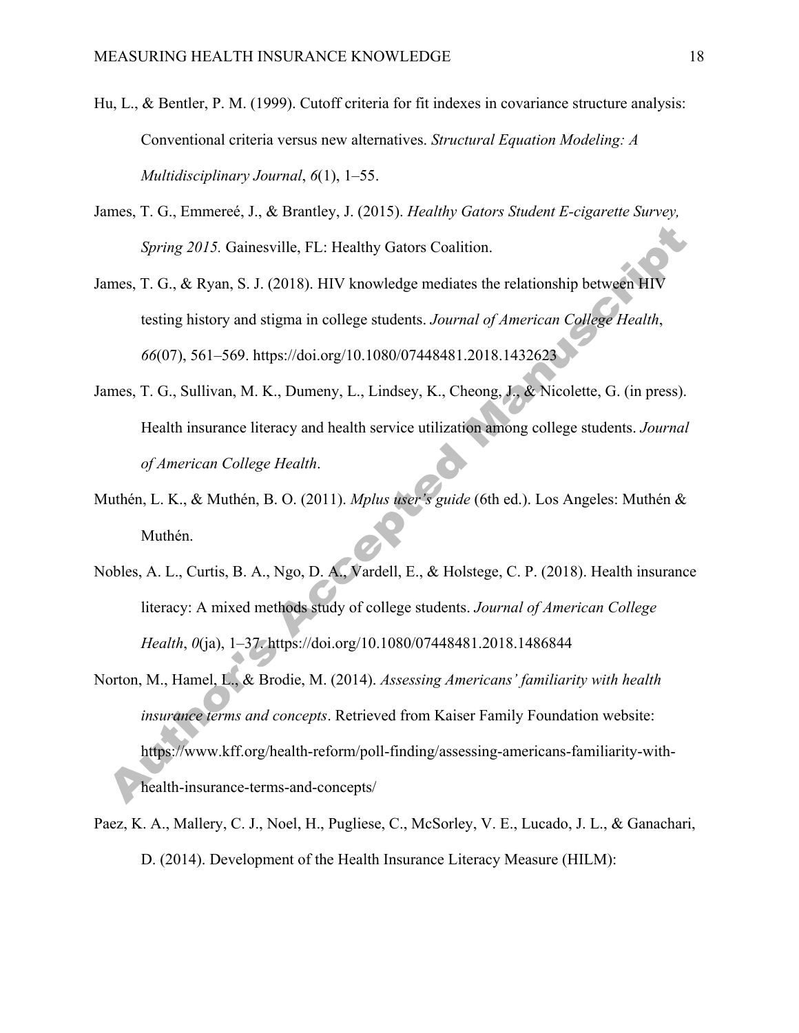Hu, L., & Bentler, P. M. (1999). Cutoff criteria for fit indexes in covariance structure analysis: Conventional criteria versus new alternatives. *Structural Equation Modeling: A Multidisciplinary Journal*, *6*(1), 1–55.

James, T. G., Emmereé, J., & Brantley, J. (2015). *Healthy Gators Student E-cigarette Survey, Spring 2015.* Gainesville, FL: Healthy Gators Coalition.

James, T. G., & Ryan, S. J. (2018). HIV knowledge mediates the relationship between HIV testing history and stigma in college students. *Journal of American College Health*, *66*(07), 561–569. https://doi.org/10.1080/07448481.2018.1432623

James, T. G., Sullivan, M. K., Dumeny, L., Lindsey, K., Cheong, J., & Nicolette, G. (in press). Health insurance literacy and health service utilization among college students. *Journal of American College Health*.

Muthén, L. K., & Muthén, B. O. (2011). *Mplus user's guide* (6th ed.). Los Angeles: Muthén & Muthén.

Nobles, A. L., Curtis, B. A., Ngo, D. A., Vardell, E., & Holstege, C. P. (2018). Health insurance literacy: A mixed methods study of college students. *Journal of American College Health*, *0*(ja), 1–37. https://doi.org/10.1080/07448481.2018.1486844

Norton, M., Hamel, L., & Brodie, M. (2014). *Assessing Americans' familiarity with health insurance terms and concepts*. Retrieved from Kaiser Family Foundation website: https://www.kff.org/health-reform/poll-finding/assessing-americans-familiarity-with-health-insurance-terms-and-concepts/

Paez, K. A., Mallery, C. J., Noel, H., Pugliese, C., McSorley, V. E., Lucado, J. L., & Ganachari, D. (2014). Development of the Health Insurance Literacy Measure (HILM):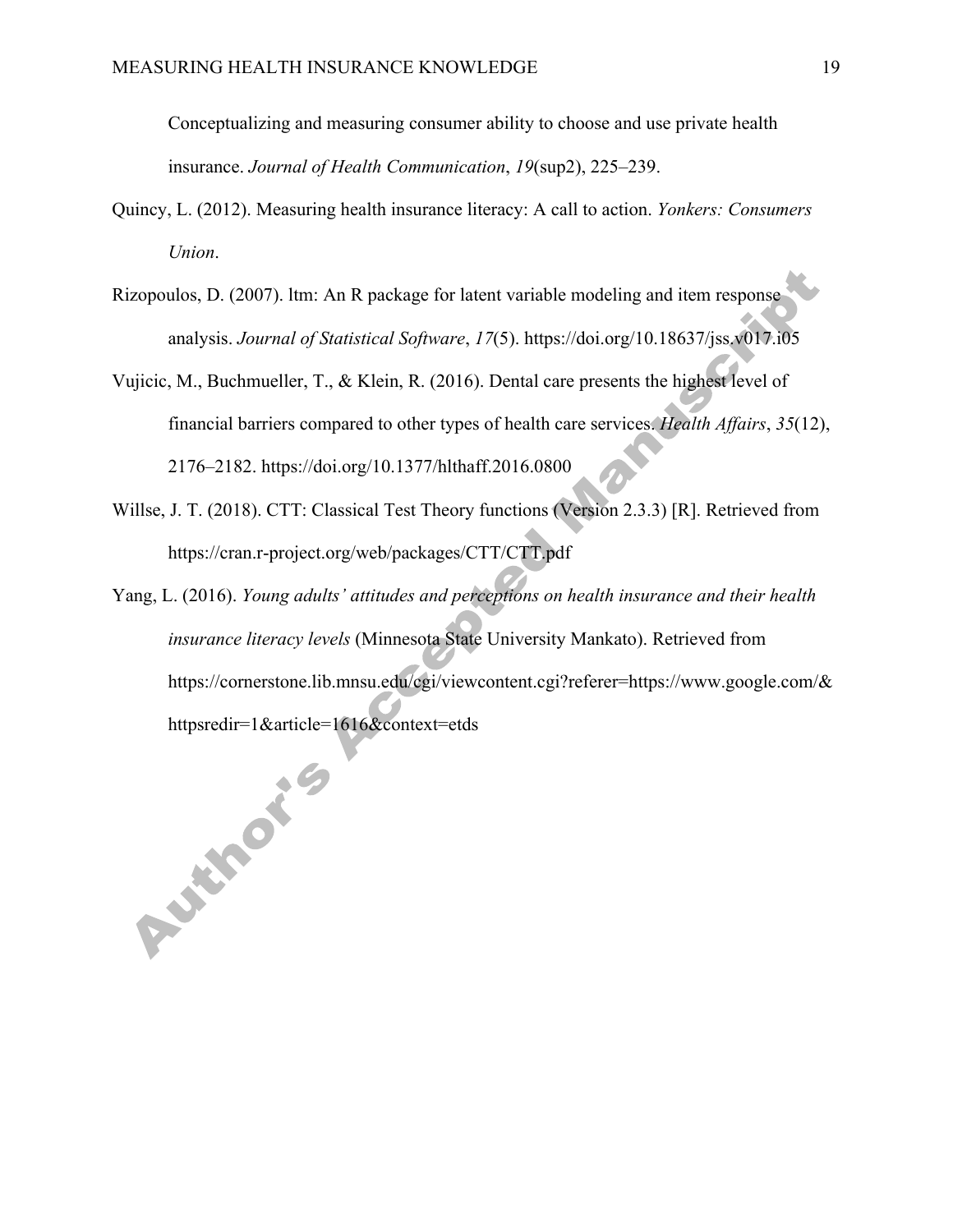Conceptualizing and measuring consumer ability to choose and use private health insurance. *Journal of Health Communication*, *19*(sup2), 225–239.

Quincy, L. (2012). Measuring health insurance literacy: A call to action. *Yonkers: Consumers Union*.

Rizopoulos, D. (2007). ltm: An R package for latent variable modeling and item response analysis. *Journal of Statistical Software*, *17*(5). https://doi.org/10.18637/jss.v017.i05

Vujicic, M., Buchmueller, T., & Klein, R. (2016). Dental care presents the highest level of financial barriers compared to other types of health care services. *Health Affairs*, *35*(12), 2176–2182. https://doi.org/10.1377/hlthaff.2016.0800

Willse, J. T. (2018). CTT: Classical Test Theory functions (Version 2.3.3) [R]. Retrieved from https://cran.r-project.org/web/packages/CTT/CTT.pdf

Yang, L. (2016). *Young adults' attitudes and perceptions on health insurance and their health insurance literacy levels* (Minnesota State University Mankato). Retrieved from https://cornerstone.lib.mnsu.edu/cgi/viewcontent.cgi?referer=https://www.google.com/&httpsredir=1&article=1616&context=etds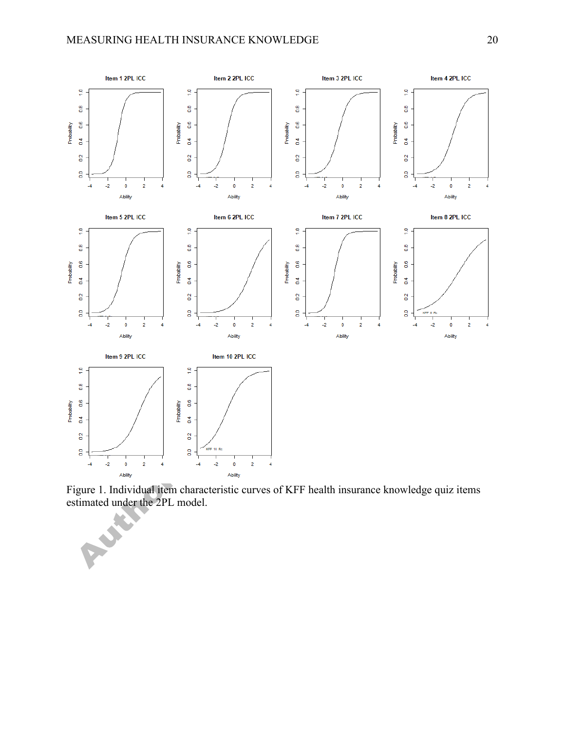Figure 1. Individual item characteristic curves of KFF health insurance knowledge quiz items estimated under the 2PL model.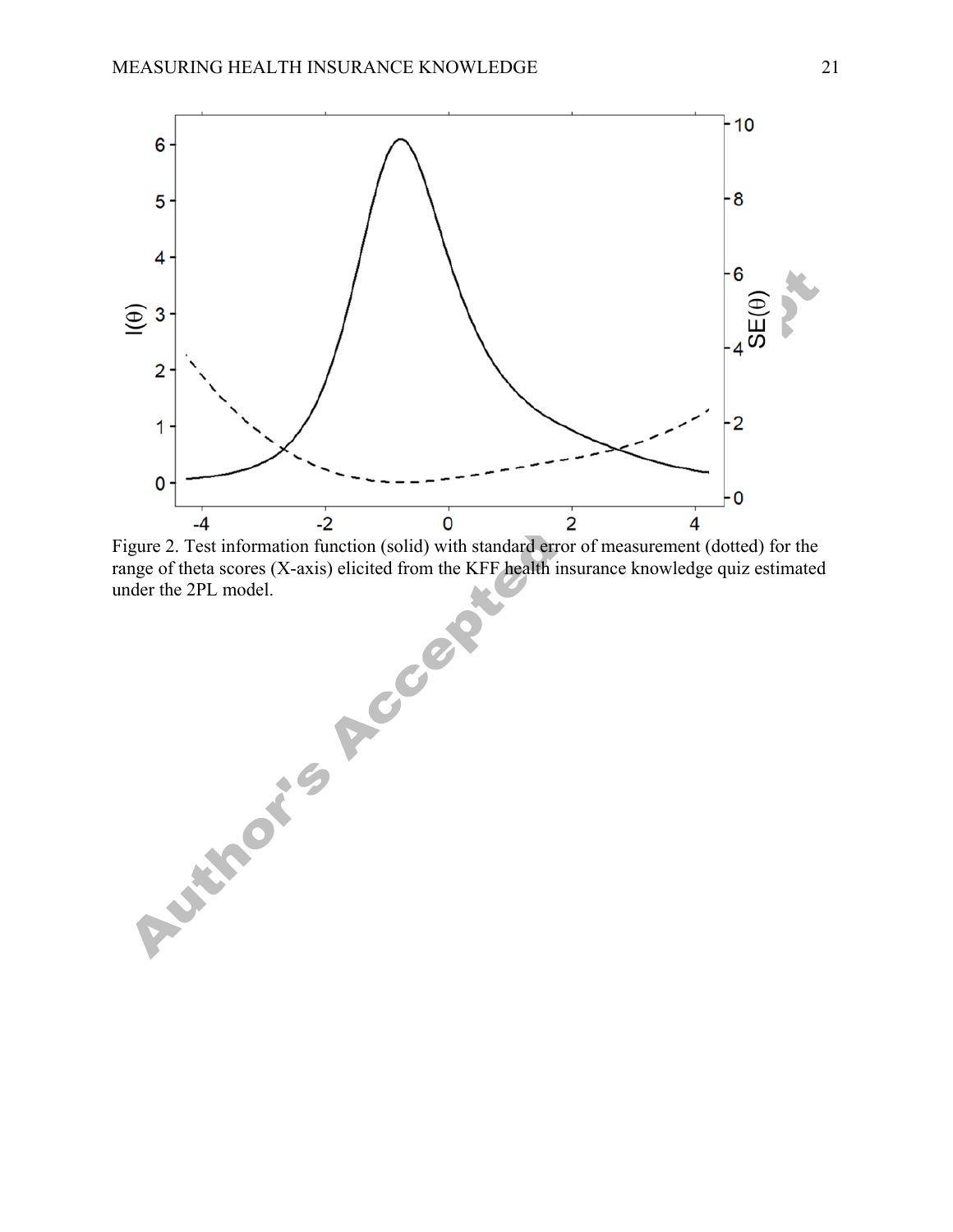Figure 2. Test information function (solid) with standard error of measurement (dotted) for the range of theta scores (X-axis) elicited from the KFF health insurance knowledge quiz estimated under the 2PL model.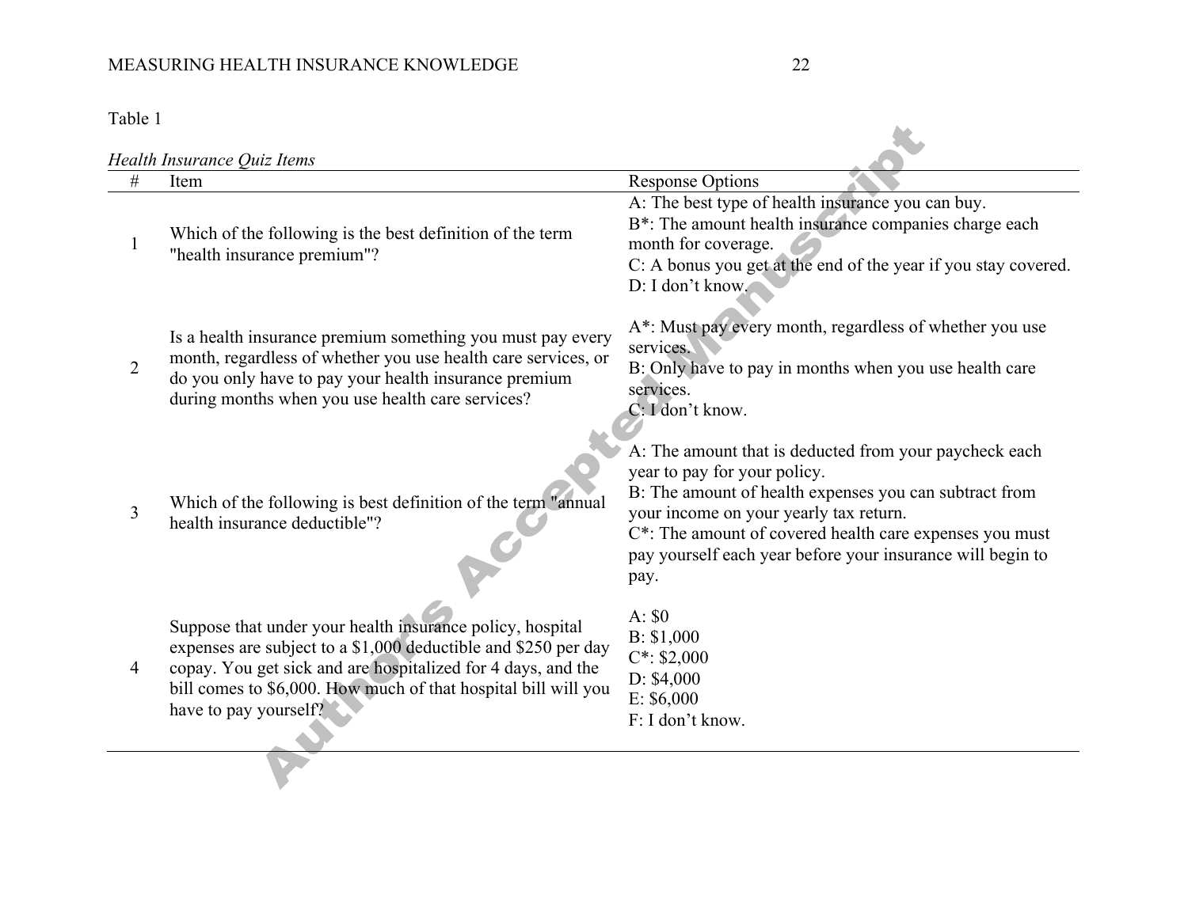Table 1

*Health Insurance Quiz Items*

| # | Item | Response Options |
|---|---|---|
| 1 | Which of the following is the best definition of the term "health insurance premium"? | A: The best type of health insurance you can buy.<br>B*: The amount health insurance companies charge each month for coverage.<br>C: A bonus you get at the end of the year if you stay covered.<br>D: I don't know. |
| 2 | Is a health insurance premium something you must pay every month, regardless of whether you use health care services, or do you only have to pay your health insurance premium during months when you use health care services? | A*: Must pay every month, regardless of whether you use services.<br>B: Only have to pay in months when you use health care services.<br>C: I don't know. |
| 3 | Which of the following is best definition of the term "annual health insurance deductible"? | A: The amount that is deducted from your paycheck each year to pay for your policy.<br>B: The amount of health expenses you can subtract from your income on your yearly tax return.<br>C*: The amount of covered health care expenses you must pay yourself each year before your insurance will begin to pay. |
| 4 | Suppose that under your health insurance policy, hospital expenses are subject to a $1,000 deductible and $250 per day copay. You get sick and are hospitalized for 4 days, and the bill comes to $6,000. How much of that hospital bill will you have to pay yourself? | A: $0<br>B: $1,000<br>C*: $2,000<br>D: $4,000<br>E: $6,000<br>F: I don't know. |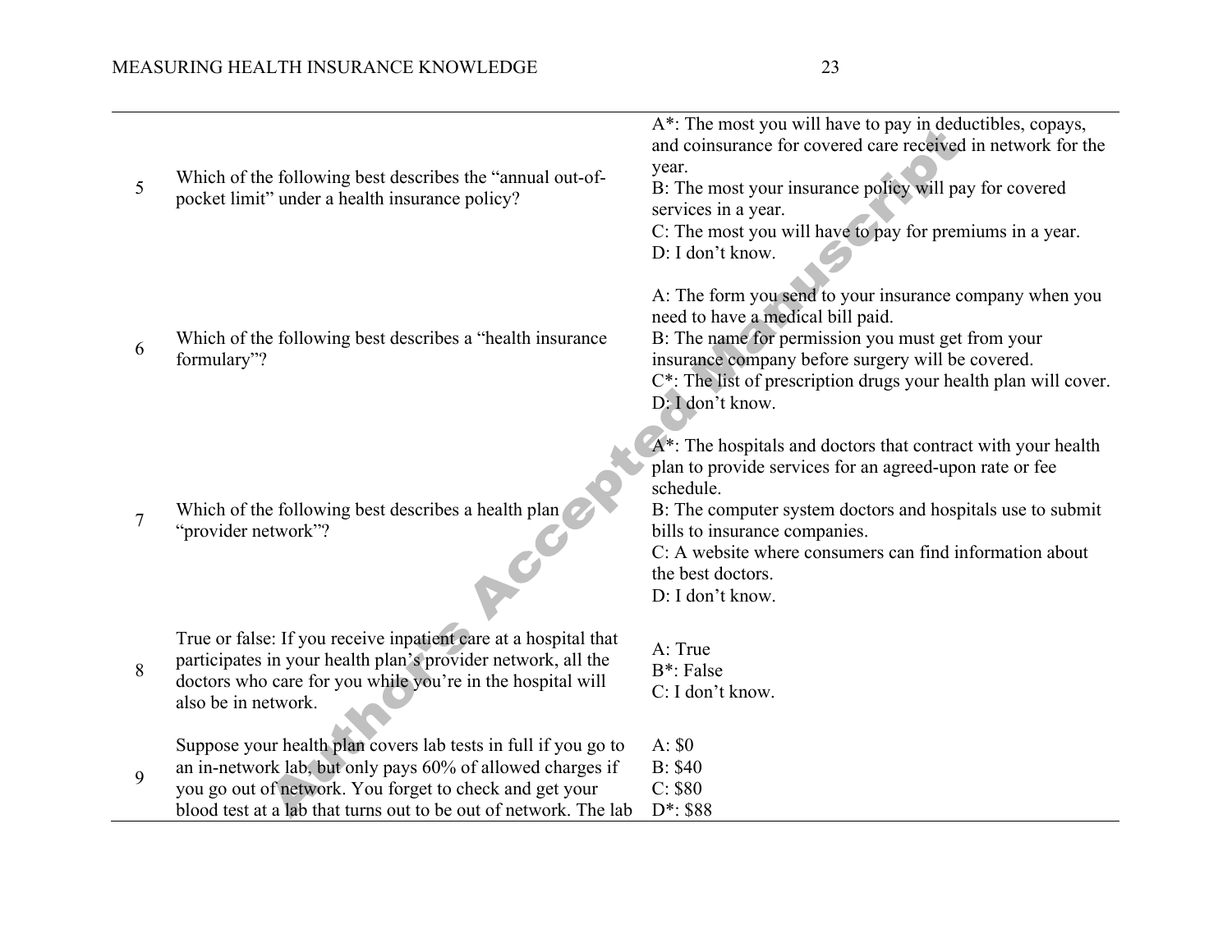| | | |
|---|---|---|
| 5 | Which of the following best describes the "annual out-of-pocket limit" under a health insurance policy? | A*: The most you will have to pay in deductibles, copays, and coinsurance for covered care received in network for the year.<br>B: The most your insurance policy will pay for covered services in a year.<br>C: The most you will have to pay for premiums in a year.<br>D: I don't know. |
| 6 | Which of the following best describes a "health insurance formulary"? | A: The form you send to your insurance company when you need to have a medical bill paid.<br>B: The name for permission you must get from your insurance company before surgery will be covered.<br>C*: The list of prescription drugs your health plan will cover.<br>D: I don't know. |
| 7 | Which of the following best describes a health plan "provider network"? | A*: The hospitals and doctors that contract with your health plan to provide services for an agreed-upon rate or fee schedule.<br>B: The computer system doctors and hospitals use to submit bills to insurance companies.<br>C: A website where consumers can find information about the best doctors.<br>D: I don't know. |
| 8 | True or false: If you receive inpatient care at a hospital that participates in your health plan's provider network, all the doctors who care for you while you're in the hospital will also be in network. | A: True<br>B*: False<br>C: I don't know. |
| 9 | Suppose your health plan covers lab tests in full if you go to an in-network lab, but only pays 60% of allowed charges if you go out of network. You forget to check and get your blood test at a lab that turns out to be out of network. The lab | A: $0<br>B: $40<br>C: $80<br>D*: $88 |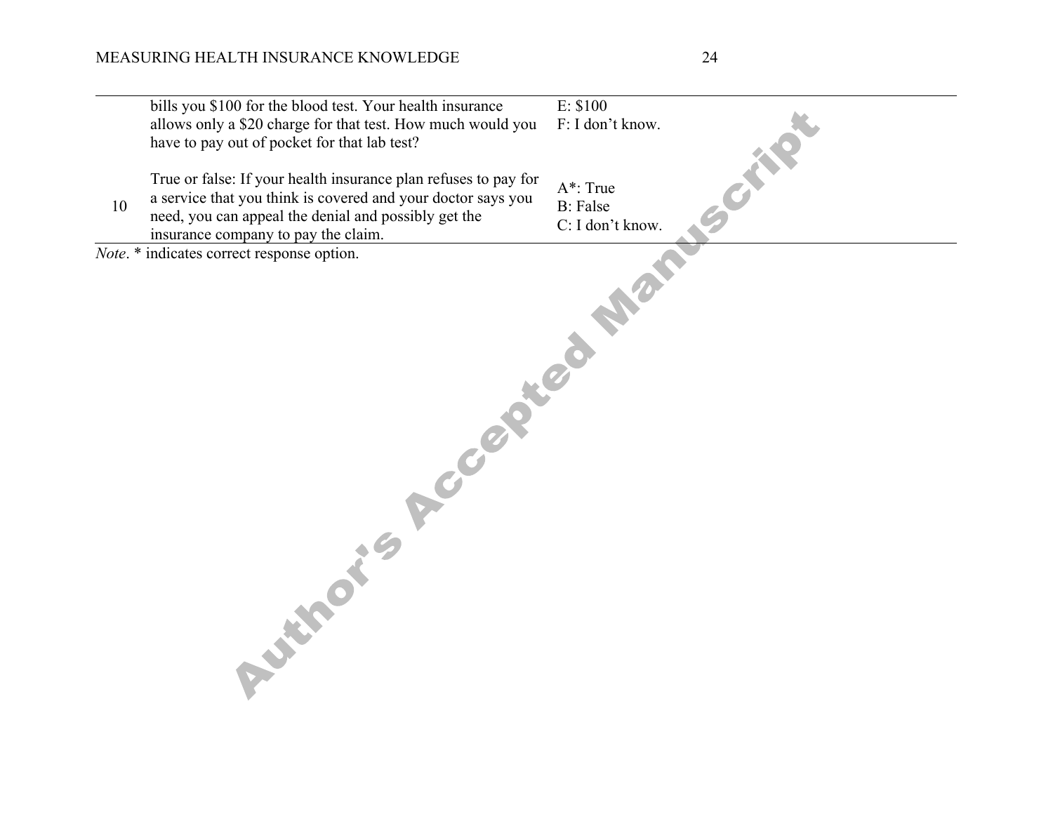| | | |
|---|---|---|
| | bills you $100 for the blood test. Your health insurance allows only a $20 charge for that test. How much would you have to pay out of pocket for that lab test? | E: $100<br>F: I don't know. |
| 10 | True or false: If your health insurance plan refuses to pay for a service that you think is covered and your doctor says you need, you can appeal the denial and possibly get the insurance company to pay the claim. | A*: True<br>B: False<br>C: I don't know. |

*Note*. * indicates correct response option.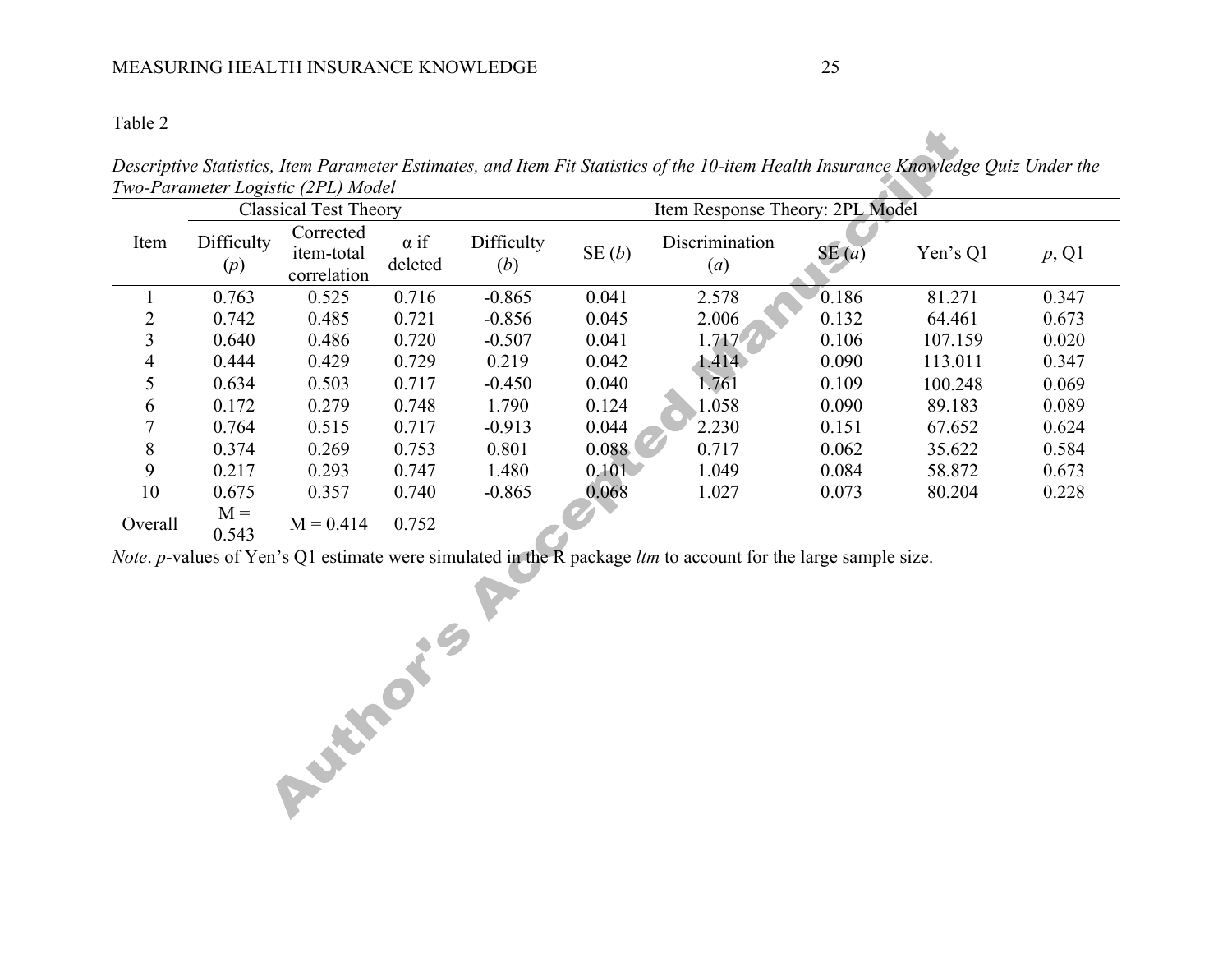Table 2

*Descriptive Statistics, Item Parameter Estimates, and Item Fit Statistics of the 10-item Health Insurance Knowledge Quiz Under the Two-Parameter Logistic (2PL) Model*

| | Classical Test Theory | | | Item Response Theory: 2PL Model | | | | | |
|---|---|---|---|---|---|---|---|---|---|
| Item | Difficulty ($p$) | Corrected item-total correlation | α if deleted | Difficulty ($b$) | SE ($b$) | Discrimination ($a$) | SE ($a$) | Yen's Q1 | $p$, Q1 |
| 1 | 0.763 | 0.525 | 0.716 | -0.865 | 0.041 | 2.578 | 0.186 | 81.271 | 0.347 |
| 2 | 0.742 | 0.485 | 0.721 | -0.856 | 0.045 | 2.006 | 0.132 | 64.461 | 0.673 |
| 3 | 0.640 | 0.486 | 0.720 | -0.507 | 0.041 | 1.717 | 0.106 | 107.159 | 0.020 |
| 4 | 0.444 | 0.429 | 0.729 | 0.219 | 0.042 | 1.414 | 0.090 | 113.011 | 0.347 |
| 5 | 0.634 | 0.503 | 0.717 | -0.450 | 0.040 | 1.761 | 0.109 | 100.248 | 0.069 |
| 6 | 0.172 | 0.279 | 0.748 | 1.790 | 0.124 | 1.058 | 0.090 | 89.183 | 0.089 |
| 7 | 0.764 | 0.515 | 0.717 | -0.913 | 0.044 | 2.230 | 0.151 | 67.652 | 0.624 |
| 8 | 0.374 | 0.269 | 0.753 | 0.801 | 0.088 | 0.717 | 0.062 | 35.622 | 0.584 |
| 9 | 0.217 | 0.293 | 0.747 | 1.480 | 0.101 | 1.049 | 0.084 | 58.872 | 0.673 |
| 10 | 0.675 | 0.357 | 0.740 | -0.865 | 0.068 | 1.027 | 0.073 | 80.204 | 0.228 |
| Overall | M = 0.543 | M = 0.414 | 0.752 | | | | | | |

*Note*. *p*-values of Yen's Q1 estimate were simulated in the R package *ltm* to account for the large sample size.